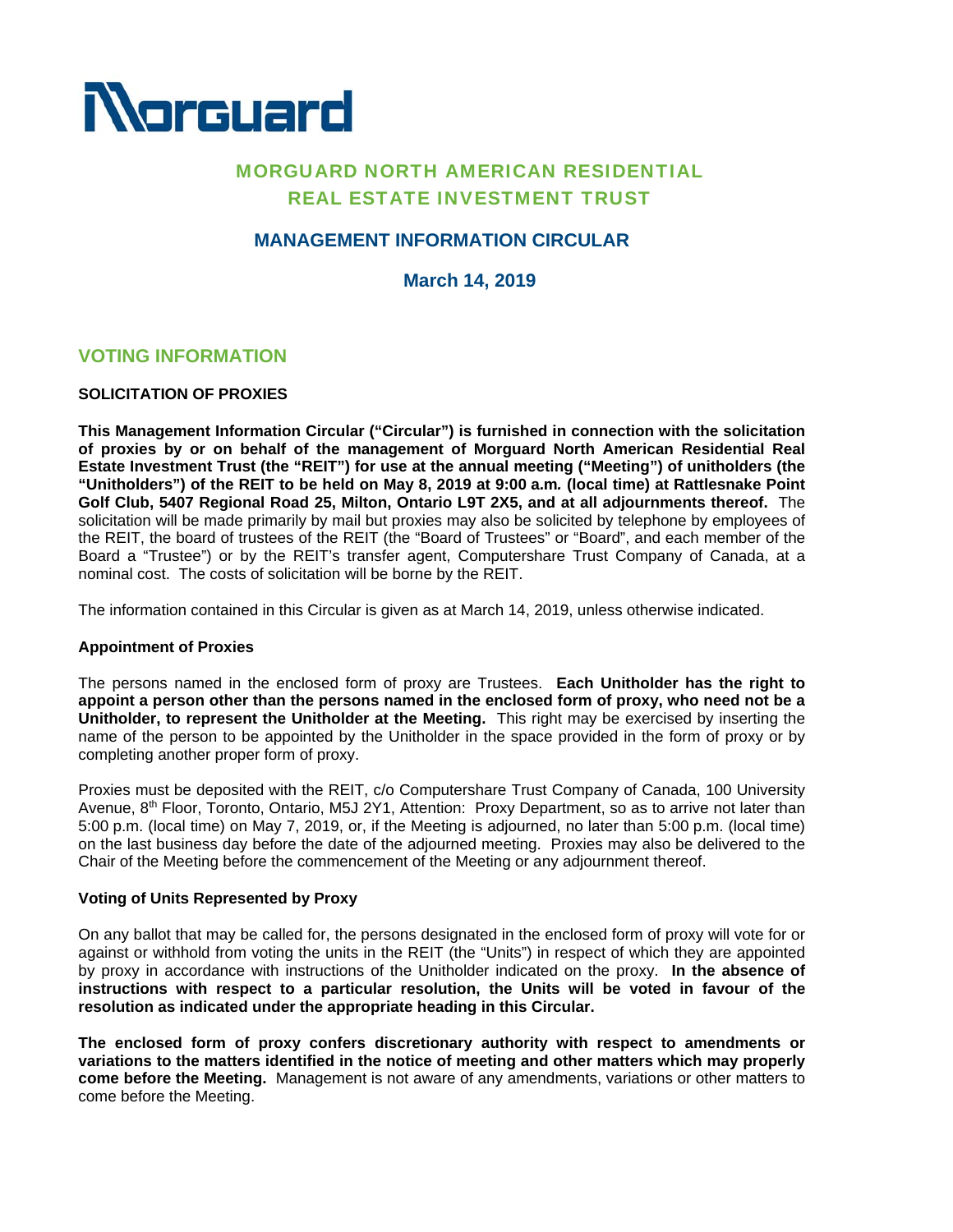Morguard

# MORGUARD NORTH AMERICAN RESIDENTIAL REAL ESTATE INVESTMENT TRUST

## MANAGEMENT INFORMATION CIRCULAR

**March 14, 2019**

## VOTING INFORMATION

### SOLICITATION OF PROXIES

**This Management Information Circular ("Circular") is furnished in connection with the solicitation of proxies by or on behalf of the management of Morguard North American Residential Real Estate Investment Trust (the "REIT") for use at the annual meeting ("Meeting") of unitholders (the "Unitholders") of the REIT to be held on May 8, 2019 at 9:00 a.m. (local time) at Rattlesnake Point Golf Club, 5407 Regional Road 25, Milton, Ontario L9T 2X5, and at all adjournments thereof.** The solicitation will be made primarily by mail but proxies may also be solicited by telephone by employees of the REIT, the board of trustees of the REIT (the "Board of Trustees" or "Board", and each member of the Board a "Trustee") or by the REIT's transfer agent, Computershare Trust Company of Canada, at a nominal cost. The costs of solicitation will be borne by the REIT.

The information contained in this Circular is given as at March 14, 2019, unless otherwise indicated.

### Appointment of Proxies

The persons named in the enclosed form of proxy are Trustees. **Each Unitholder has the right to appoint a person other than the persons named in the enclosed form of proxy, who need not be a Unitholder, to represent the Unitholder at the Meeting.** This right may be exercised by inserting the name of the person to be appointed by the Unitholder in the space provided in the form of proxy or by completing another proper form of proxy.

Proxies must be deposited with the REIT, c/o Computershare Trust Company of Canada, 100 University Avenue, 8th Floor, Toronto, Ontario, M5J 2Y1, Attention: Proxy Department, so as to arrive not later than 5:00 p.m. (local time) on May 7, 2019, or, if the Meeting is adjourned, no later than 5:00 p.m. (local time) on the last business day before the date of the adjourned meeting. Proxies may also be delivered to the Chair of the Meeting before the commencement of the Meeting or any adjournment thereof.

### Voting of Units Represented by Proxy

On any ballot that may be called for, the persons designated in the enclosed form of proxy will vote for or against or withhold from voting the units in the REIT (the "Units") in respect of which they are appointed by proxy in accordance with instructions of the Unitholder indicated on the proxy. **In the absence of instructions with respect to a particular resolution, the Units will be voted in favour of the resolution as indicated under the appropriate heading in this Circular.**

**The enclosed form of proxy confers discretionary authority with respect to amendments or variations to the matters identified in the notice of meeting and other matters which may properly come before the Meeting.** Management is not aware of any amendments, variations or other matters to come before the Meeting.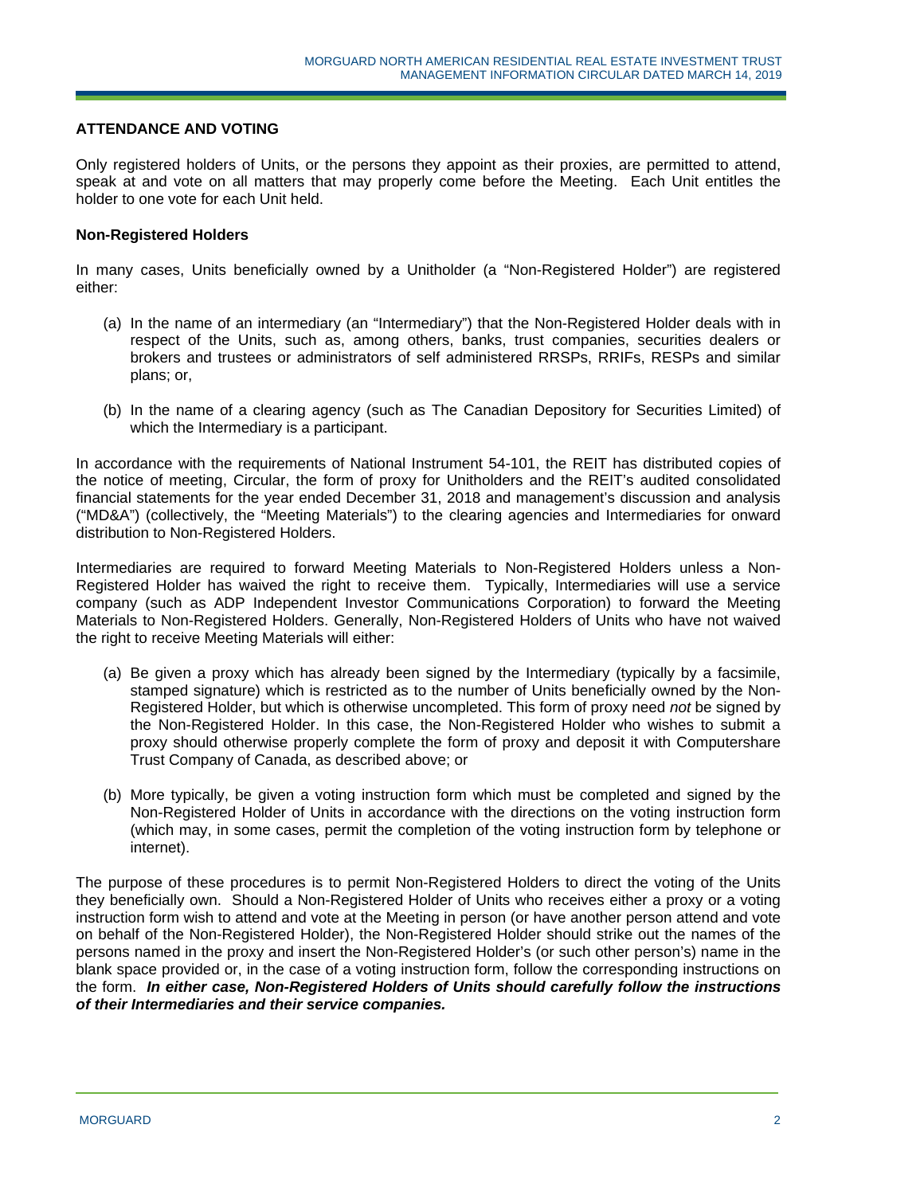## ATTENDANCE AND VOTING

Only registered holders of Units, or the persons they appoint as their proxies, are permitted to attend, speak at and vote on all matters that may properly come before the Meeting. Each Unit entitles the holder to one vote for each Unit held.

### Non-Registered Holders

In many cases, Units beneficially owned by a Unitholder (a "Non-Registered Holder") are registered either:

(a) In the name of an intermediary (an "Intermediary") that the Non-Registered Holder deals with in respect of the Units, such as, among others, banks, trust companies, securities dealers or brokers and trustees or administrators of self administered RRSPs, RRIFs, RESPs and similar plans; or,

(b) In the name of a clearing agency (such as The Canadian Depository for Securities Limited) of which the Intermediary is a participant.

In accordance with the requirements of National Instrument 54-101, the REIT has distributed copies of the notice of meeting, Circular, the form of proxy for Unitholders and the REIT's audited consolidated financial statements for the year ended December 31, 2018 and management's discussion and analysis ("MD&A") (collectively, the "Meeting Materials") to the clearing agencies and Intermediaries for onward distribution to Non-Registered Holders.

Intermediaries are required to forward Meeting Materials to Non-Registered Holders unless a Non-Registered Holder has waived the right to receive them. Typically, Intermediaries will use a service company (such as ADP Independent Investor Communications Corporation) to forward the Meeting Materials to Non-Registered Holders. Generally, Non-Registered Holders of Units who have not waived the right to receive Meeting Materials will either:

(a) Be given a proxy which has already been signed by the Intermediary (typically by a facsimile, stamped signature) which is restricted as to the number of Units beneficially owned by the Non-Registered Holder, but which is otherwise uncompleted. This form of proxy need *not* be signed by the Non-Registered Holder. In this case, the Non-Registered Holder who wishes to submit a proxy should otherwise properly complete the form of proxy and deposit it with Computershare Trust Company of Canada, as described above; or

(b) More typically, be given a voting instruction form which must be completed and signed by the Non-Registered Holder of Units in accordance with the directions on the voting instruction form (which may, in some cases, permit the completion of the voting instruction form by telephone or internet).

The purpose of these procedures is to permit Non-Registered Holders to direct the voting of the Units they beneficially own. Should a Non-Registered Holder of Units who receives either a proxy or a voting instruction form wish to attend and vote at the Meeting in person (or have another person attend and vote on behalf of the Non-Registered Holder), the Non-Registered Holder should strike out the names of the persons named in the proxy and insert the Non-Registered Holder's (or such other person's) name in the blank space provided or, in the case of a voting instruction form, follow the corresponding instructions on the form. ***In either case, Non-Registered Holders of Units should carefully follow the instructions of their Intermediaries and their service companies.***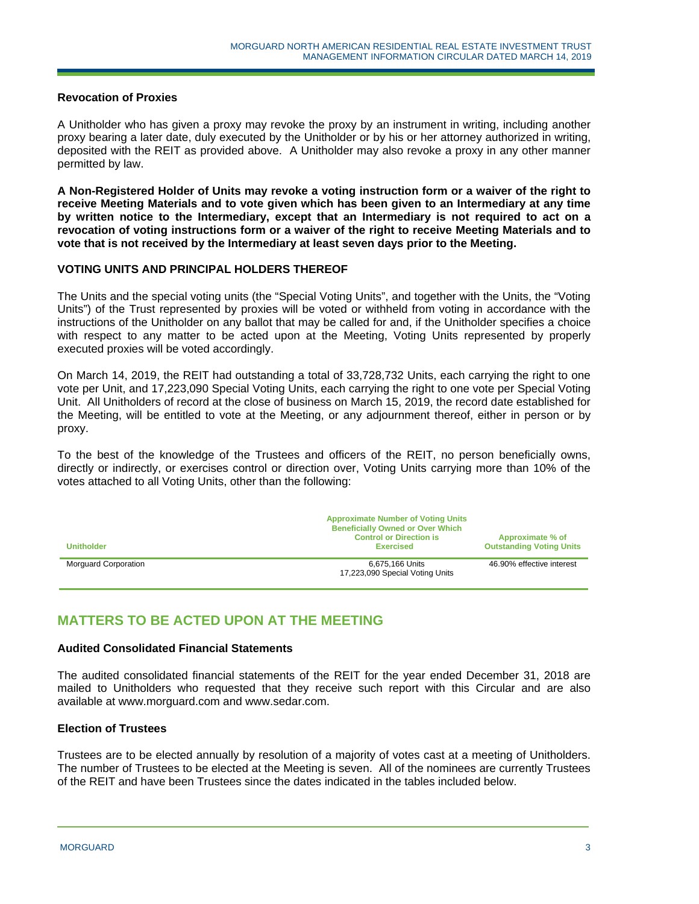### Revocation of Proxies

A Unitholder who has given a proxy may revoke the proxy by an instrument in writing, including another proxy bearing a later date, duly executed by the Unitholder or by his or her attorney authorized in writing, deposited with the REIT as provided above. A Unitholder may also revoke a proxy in any other manner permitted by law.

**A Non-Registered Holder of Units may revoke a voting instruction form or a waiver of the right to receive Meeting Materials and to vote given which has been given to an Intermediary at any time by written notice to the Intermediary, except that an Intermediary is not required to act on a revocation of voting instructions form or a waiver of the right to receive Meeting Materials and to vote that is not received by the Intermediary at least seven days prior to the Meeting.**

### VOTING UNITS AND PRINCIPAL HOLDERS THEREOF

The Units and the special voting units (the "Special Voting Units", and together with the Units, the "Voting Units") of the Trust represented by proxies will be voted or withheld from voting in accordance with the instructions of the Unitholder on any ballot that may be called for and, if the Unitholder specifies a choice with respect to any matter to be acted upon at the Meeting, Voting Units represented by properly executed proxies will be voted accordingly.

On March 14, 2019, the REIT had outstanding a total of 33,728,732 Units, each carrying the right to one vote per Unit, and 17,223,090 Special Voting Units, each carrying the right to one vote per Special Voting Unit. All Unitholders of record at the close of business on March 15, 2019, the record date established for the Meeting, will be entitled to vote at the Meeting, or any adjournment thereof, either in person or by proxy.

To the best of the knowledge of the Trustees and officers of the REIT, no person beneficially owns, directly or indirectly, or exercises control or direction over, Voting Units carrying more than 10% of the votes attached to all Voting Units, other than the following:

| Unitholder | Approximate Number of Voting Units Beneficially Owned or Over Which Control or Direction is Exercised | Approximate % of Outstanding Voting Units |
|---|---|---|
| Morguard Corporation | 6,675,166 Units<br>17,223,090 Special Voting Units | 46.90% effective interest |

## MATTERS TO BE ACTED UPON AT THE MEETING

### Audited Consolidated Financial Statements

The audited consolidated financial statements of the REIT for the year ended December 31, 2018 are mailed to Unitholders who requested that they receive such report with this Circular and are also available at www.morguard.com and www.sedar.com.

### Election of Trustees

Trustees are to be elected annually by resolution of a majority of votes cast at a meeting of Unitholders. The number of Trustees to be elected at the Meeting is seven. All of the nominees are currently Trustees of the REIT and have been Trustees since the dates indicated in the tables included below.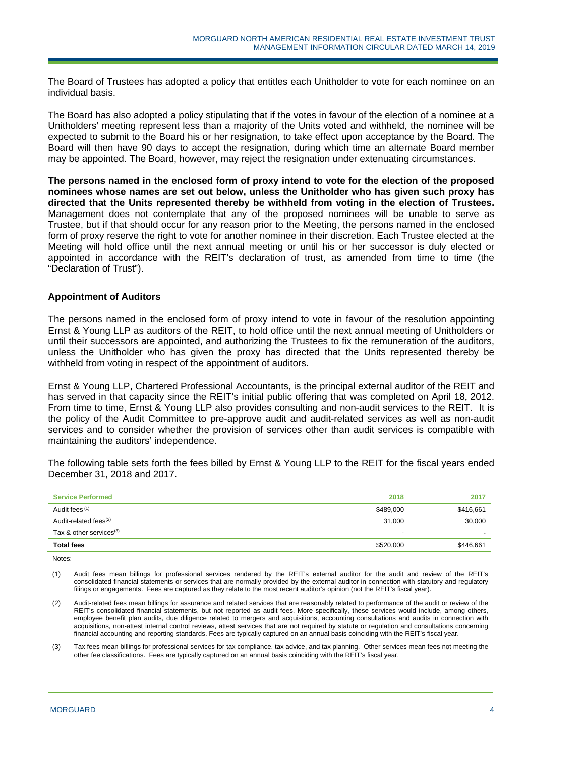The Board of Trustees has adopted a policy that entitles each Unitholder to vote for each nominee on an individual basis.

The Board has also adopted a policy stipulating that if the votes in favour of the election of a nominee at a Unitholders' meeting represent less than a majority of the Units voted and withheld, the nominee will be expected to submit to the Board his or her resignation, to take effect upon acceptance by the Board. The Board will then have 90 days to accept the resignation, during which time an alternate Board member may be appointed. The Board, however, may reject the resignation under extenuating circumstances.

**The persons named in the enclosed form of proxy intend to vote for the election of the proposed nominees whose names are set out below, unless the Unitholder who has given such proxy has directed that the Units represented thereby be withheld from voting in the election of Trustees.** Management does not contemplate that any of the proposed nominees will be unable to serve as Trustee, but if that should occur for any reason prior to the Meeting, the persons named in the enclosed form of proxy reserve the right to vote for another nominee in their discretion. Each Trustee elected at the Meeting will hold office until the next annual meeting or until his or her successor is duly elected or appointed in accordance with the REIT's declaration of trust, as amended from time to time (the "Declaration of Trust").

## Appointment of Auditors

The persons named in the enclosed form of proxy intend to vote in favour of the resolution appointing Ernst & Young LLP as auditors of the REIT, to hold office until the next annual meeting of Unitholders or until their successors are appointed, and authorizing the Trustees to fix the remuneration of the auditors, unless the Unitholder who has given the proxy has directed that the Units represented thereby be withheld from voting in respect of the appointment of auditors.

Ernst & Young LLP, Chartered Professional Accountants, is the principal external auditor of the REIT and has served in that capacity since the REIT's initial public offering that was completed on April 18, 2012. From time to time, Ernst & Young LLP also provides consulting and non-audit services to the REIT. It is the policy of the Audit Committee to pre-approve audit and audit-related services as well as non-audit services and to consider whether the provision of services other than audit services is compatible with maintaining the auditors' independence.

The following table sets forth the fees billed by Ernst & Young LLP to the REIT for the fiscal years ended December 31, 2018 and 2017.

| Service Performed | 2018 | 2017 |
|---|---|---|
| Audit fees [1] | $489,000 | $416,661 |
| Audit-related fees[2] | 31,000 | 30,000 |
| Tax & other services[3] | - | - |
| **Total fees** | $520,000 | $446,661 |

Notes:

(1) Audit fees mean billings for professional services rendered by the REIT's external auditor for the audit and review of the REIT's consolidated financial statements or services that are normally provided by the external auditor in connection with statutory and regulatory filings or engagements. Fees are captured as they relate to the most recent auditor's opinion (not the REIT's fiscal year).

(2) Audit-related fees mean billings for assurance and related services that are reasonably related to performance of the audit or review of the REIT's consolidated financial statements, but not reported as audit fees. More specifically, these services would include, among others, employee benefit plan audits, due diligence related to mergers and acquisitions, accounting consultations and audits in connection with acquisitions, non-attest internal control reviews, attest services that are not required by statute or regulation and consultations concerning financial accounting and reporting standards. Fees are typically captured on an annual basis coinciding with the REIT's fiscal year.

(3) Tax fees mean billings for professional services for tax compliance, tax advice, and tax planning. Other services mean fees not meeting the other fee classifications. Fees are typically captured on an annual basis coinciding with the REIT's fiscal year.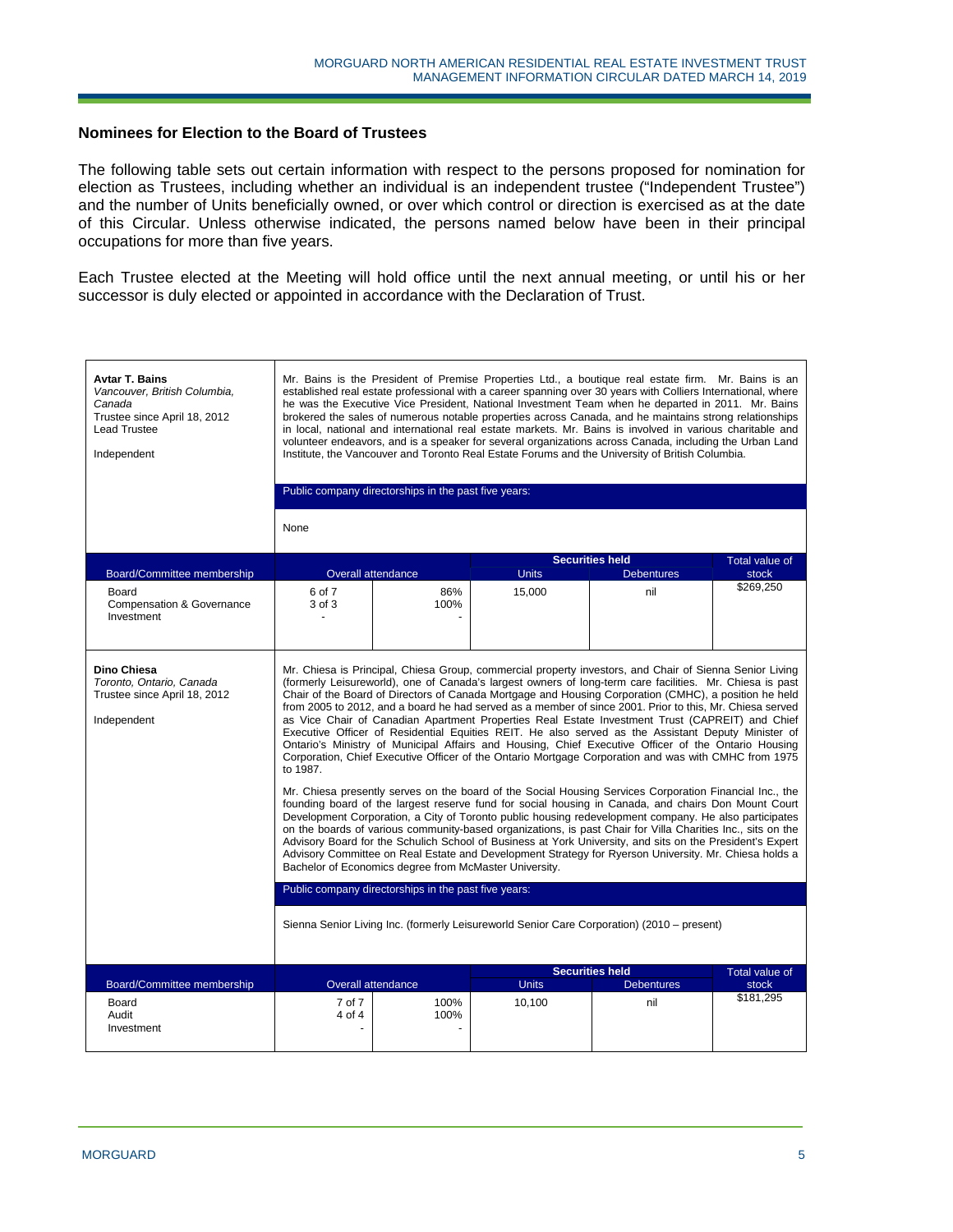## Nominees for Election to the Board of Trustees

The following table sets out certain information with respect to the persons proposed for nomination for election as Trustees, including whether an individual is an independent trustee ("Independent Trustee") and the number of Units beneficially owned, or over which control or direction is exercised as at the date of this Circular. Unless otherwise indicated, the persons named below have been in their principal occupations for more than five years.

Each Trustee elected at the Meeting will hold office until the next annual meeting, or until his or her successor is duly elected or appointed in accordance with the Declaration of Trust.

**Avtar T. Bains**
*Vancouver, British Columbia, Canada*
Trustee since April 18, 2012
Lead Trustee

Independent

Mr. Bains is the President of Premise Properties Ltd., a boutique real estate firm. Mr. Bains is an established real estate professional with a career spanning over 30 years with Colliers International, where he was the Executive Vice President, National Investment Team when he departed in 2011. Mr. Bains brokered the sales of numerous notable properties across Canada, and he maintains strong relationships in local, national and international real estate markets. Mr. Bains is involved in various charitable and volunteer endeavors, and is a speaker for several organizations across Canada, including the Urban Land Institute, the Vancouver and Toronto Real Estate Forums and the University of British Columbia.

Public company directorships in the past five years:

None

| Board/Committee membership | Overall attendance | | Securities held | | Total value of stock |
|---|---|---|---|---|---|
| | | | Units | Debentures | |
| Board<br>Compensation & Governance<br>Investment | 6 of 7<br>3 of 3<br>- | 86%<br>100%<br>- | 15,000 | nil | $269,250 |

**Dino Chiesa**
*Toronto, Ontario, Canada*
Trustee since April 18, 2012

Independent

Mr. Chiesa is Principal, Chiesa Group, commercial property investors, and Chair of Sienna Senior Living (formerly Leisureworld), one of Canada's largest owners of long-term care facilities. Mr. Chiesa is past Chair of the Board of Directors of Canada Mortgage and Housing Corporation (CMHC), a position he held from 2005 to 2012, and a board he had served as a member of since 2001. Prior to this, Mr. Chiesa served as Vice Chair of Canadian Apartment Properties Real Estate Investment Trust (CAPREIT) and Chief Executive Officer of Residential Equities REIT. He also served as the Assistant Deputy Minister of Ontario's Ministry of Municipal Affairs and Housing, Chief Executive Officer of the Ontario Housing Corporation, Chief Executive Officer of the Ontario Mortgage Corporation and was with CMHC from 1975 to 1987.

Mr. Chiesa presently serves on the board of the Social Housing Services Corporation Financial Inc., the founding board of the largest reserve fund for social housing in Canada, and chairs Don Mount Court Development Corporation, a City of Toronto public housing redevelopment company. He also participates on the boards of various community-based organizations, is past Chair for Villa Charities Inc., sits on the Advisory Board for the Schulich School of Business at York University, and sits on the President's Expert Advisory Committee on Real Estate and Development Strategy for Ryerson University. Mr. Chiesa holds a Bachelor of Economics degree from McMaster University.

Public company directorships in the past five years:

Sienna Senior Living Inc. (formerly Leisureworld Senior Care Corporation) (2010 – present)

| Board/Committee membership | Overall attendance | | Securities held | | Total value of stock |
|---|---|---|---|---|---|
| | | | Units | Debentures | |
| Board<br>Audit<br>Investment | 7 of 7<br>4 of 4<br>- | 100%<br>100%<br>- | 10,100 | nil | $181,295 |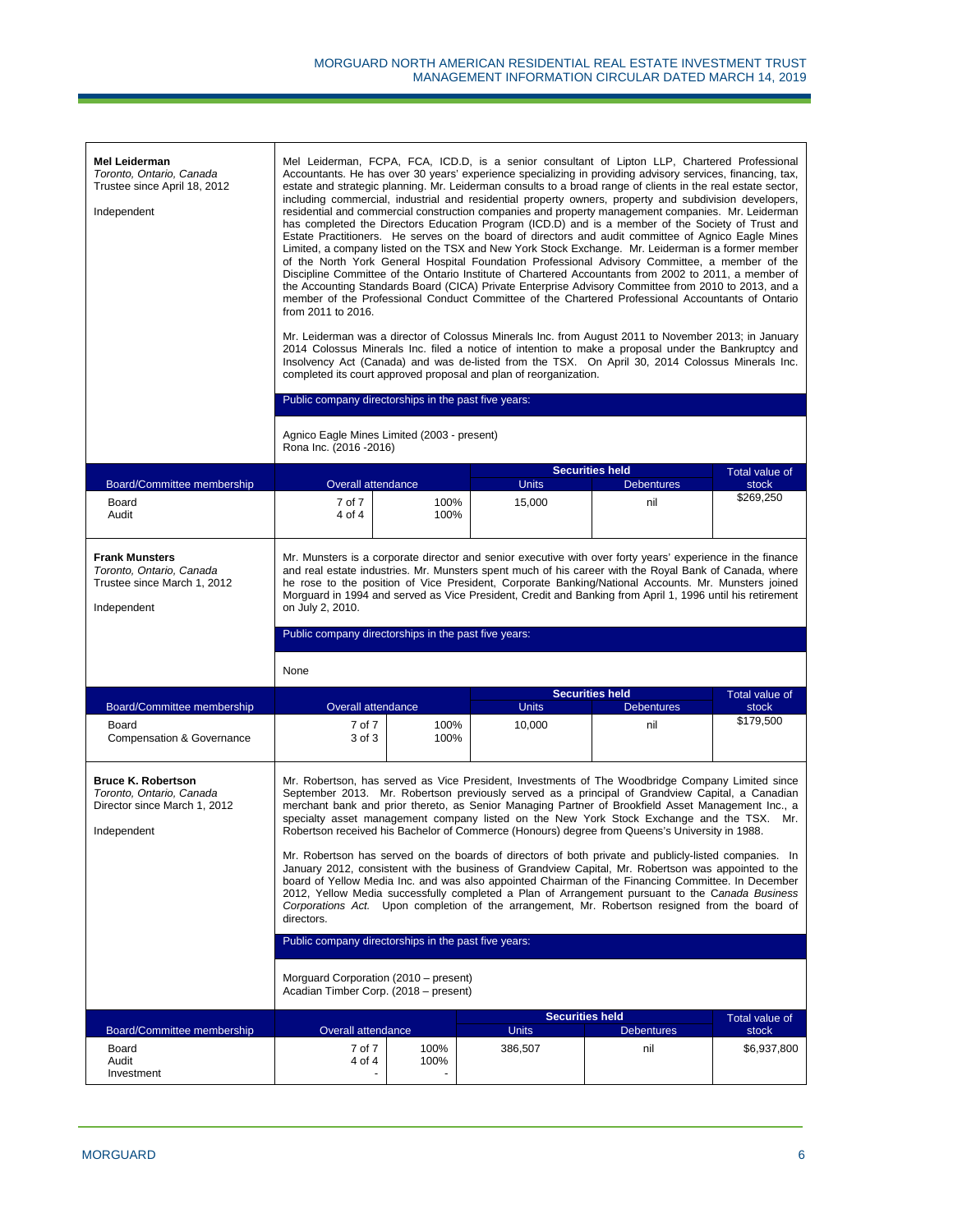**Mel Leiderman**
*Toronto, Ontario, Canada*
Trustee since April 18, 2012

Independent

Mel Leiderman, FCPA, FCA, ICD.D, is a senior consultant of Lipton LLP, Chartered Professional Accountants. He has over 30 years' experience specializing in providing advisory services, financing, tax, estate and strategic planning. Mr. Leiderman consults to a broad range of clients in the real estate sector, including commercial, industrial and residential property owners, property and subdivision developers, residential and commercial construction companies and property management companies. Mr. Leiderman has completed the Directors Education Program (ICD.D) and is a member of the Society of Trust and Estate Practitioners. He serves on the board of directors and audit committee of Agnico Eagle Mines Limited, a company listed on the TSX and New York Stock Exchange. Mr. Leiderman is a former member of the North York General Hospital Foundation Professional Advisory Committee, a member of the Discipline Committee of the Ontario Institute of Chartered Accountants from 2002 to 2011, a member of the Accounting Standards Board (CICA) Private Enterprise Advisory Committee from 2010 to 2013, and a member of the Professional Conduct Committee of the Chartered Professional Accountants of Ontario from 2011 to 2016.

Mr. Leiderman was a director of Colossus Minerals Inc. from August 2011 to November 2013; in January 2014 Colossus Minerals Inc. filed a notice of intention to make a proposal under the Bankruptcy and Insolvency Act (Canada) and was de-listed from the TSX. On April 30, 2014 Colossus Minerals Inc. completed its court approved proposal and plan of reorganization.

Public company directorships in the past five years:

Agnico Eagle Mines Limited (2003 - present)
Rona Inc. (2016 -2016)

| Board/Committee membership | Overall attendance | | Securities held: Units | Securities held: Debentures | Total value of stock |
|---|---|---|---|---|---|
| Board | 7 of 7 | 100% | 15,000 | nil | $269,250 |
| Audit | 4 of 4 | 100% | | | |

**Frank Munsters**
*Toronto, Ontario, Canada*
Trustee since March 1, 2012

Independent

Mr. Munsters is a corporate director and senior executive with over forty years' experience in the finance and real estate industries. Mr. Munsters spent much of his career with the Royal Bank of Canada, where he rose to the position of Vice President, Corporate Banking/National Accounts. Mr. Munsters joined Morguard in 1994 and served as Vice President, Credit and Banking from April 1, 1996 until his retirement on July 2, 2010.

Public company directorships in the past five years:

None

| Board/Committee membership | Overall attendance | | Securities held: Units | Securities held: Debentures | Total value of stock |
|---|---|---|---|---|---|
| Board | 7 of 7 | 100% | 10,000 | nil | $179,500 |
| Compensation & Governance | 3 of 3 | 100% | | | |

**Bruce K. Robertson**
*Toronto, Ontario, Canada*
Director since March 1, 2012

Independent

Mr. Robertson, has served as Vice President, Investments of The Woodbridge Company Limited since September 2013. Mr. Robertson previously served as a principal of Grandview Capital, a Canadian merchant bank and prior thereto, as Senior Managing Partner of Brookfield Asset Management Inc., a specialty asset management company listed on the New York Stock Exchange and the TSX. Mr. Robertson received his Bachelor of Commerce (Honours) degree from Queens's University in 1988.

Mr. Robertson has served on the boards of directors of both private and publicly-listed companies. In January 2012, consistent with the business of Grandview Capital, Mr. Robertson was appointed to the board of Yellow Media Inc. and was also appointed Chairman of the Financing Committee. In December 2012, Yellow Media successfully completed a Plan of Arrangement pursuant to the *Canada Business Corporations Act.* Upon completion of the arrangement, Mr. Robertson resigned from the board of directors.

Public company directorships in the past five years:

Morguard Corporation (2010 – present)
Acadian Timber Corp. (2018 – present)

| Board/Committee membership | Overall attendance | | Securities held: Units | Securities held: Debentures | Total value of stock |
|---|---|---|---|---|---|
| Board | 7 of 7 | 100% | 386,507 | nil | $6,937,800 |
| Audit | 4 of 4 | 100% | | | |
| Investment | - | - | | | |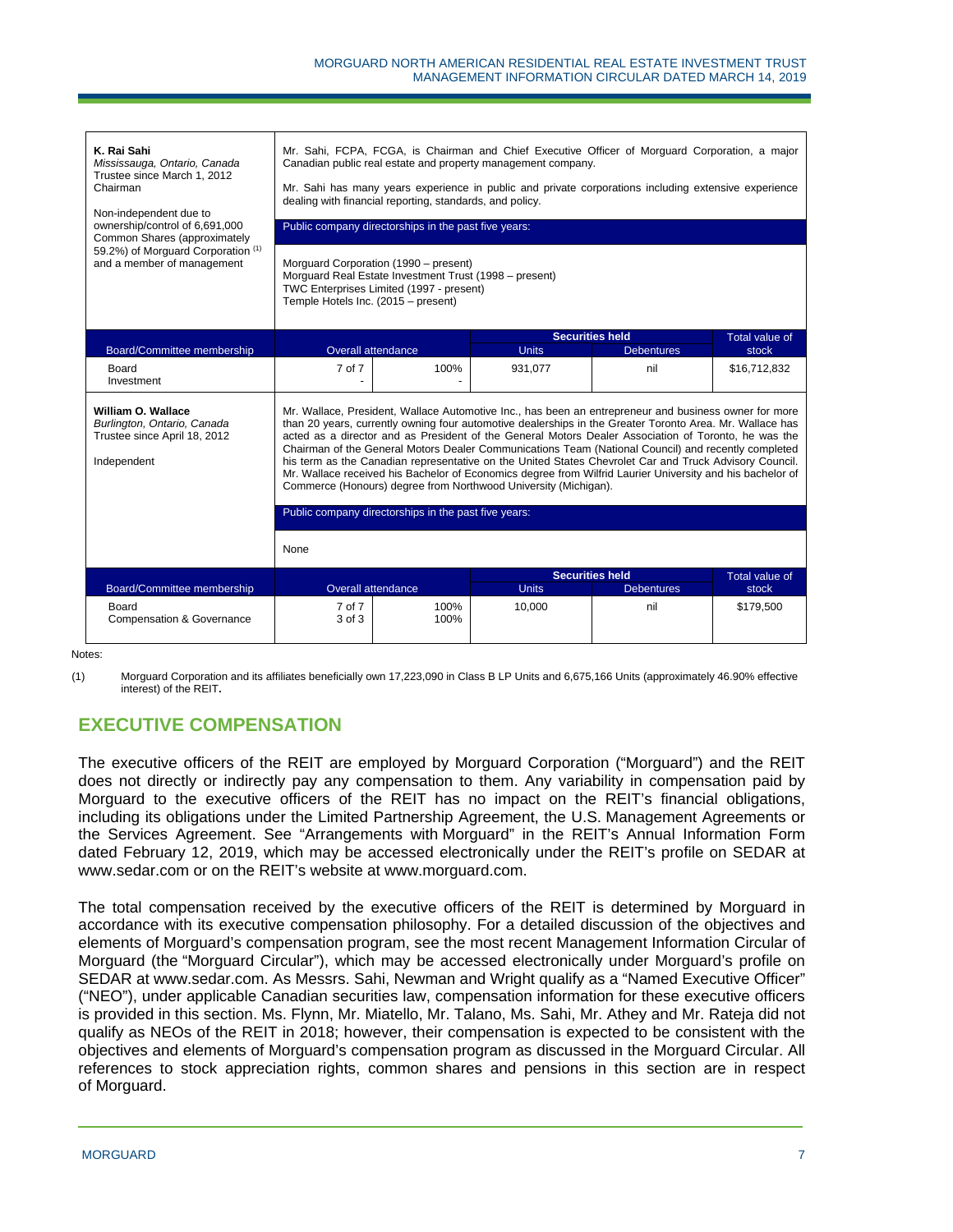| **K. Rai Sahi**<br>*Mississauga, Ontario, Canada*<br>Trustee since March 1, 2012<br>Chairman<br><br>Non-independent due to ownership/control of 6,691,000 Common Shares (approximately 59.2%) of Morguard Corporation [(1)] and a member of management | Mr. Sahi, FCPA, FCGA, is Chairman and Chief Executive Officer of Morguard Corporation, a major Canadian public real estate and property management company.<br><br>Mr. Sahi has many years experience in public and private corporations including extensive experience dealing with financial reporting, standards, and policy.<br><br>Public company directorships in the past five years:<br><br>Morguard Corporation (1990 – present)<br>Morguard Real Estate Investment Trust (1998 – present)<br>TWC Enterprises Limited (1997 - present)<br>Temple Hotels Inc. (2015 – present) | | | | |
|---|---|---|---|---|---|
| | | | Securities held | | Total value of |
| Board/Committee membership | Overall attendance | | Units | Debentures | stock |
| Board<br>Investment | 7 of 7<br>- | 100%<br>- | 931,077 | nil | $16,712,832 |

| **William O. Wallace**<br>*Burlington, Ontario, Canada*<br>Trustee since April 18, 2012<br><br>Independent | Mr. Wallace, President, Wallace Automotive Inc., has been an entrepreneur and business owner for more than 20 years, currently owning four automotive dealerships in the Greater Toronto Area. Mr. Wallace has acted as a director and as President of the General Motors Dealer Association of Toronto, he was the Chairman of the General Motors Dealer Communications Team (National Council) and recently completed his term as the Canadian representative on the United States Chevrolet Car and Truck Advisory Council. Mr. Wallace received his Bachelor of Economics degree from Wilfrid Laurier University and his bachelor of Commerce (Honours) degree from Northwood University (Michigan).<br><br>Public company directorships in the past five years:<br><br>None | | | | |
|---|---|---|---|---|---|
| | | | Securities held | | Total value of |
| Board/Committee membership | Overall attendance | | Units | Debentures | stock |
| Board<br>Compensation & Governance | 7 of 7<br>3 of 3 | 100%<br>100% | 10,000 | nil | $179,500 |

Notes:

(1) Morguard Corporation and its affiliates beneficially own 17,223,090 in Class B LP Units and 6,675,166 Units (approximately 46.90% effective interest) of the REIT.

## EXECUTIVE COMPENSATION

The executive officers of the REIT are employed by Morguard Corporation ("Morguard") and the REIT does not directly or indirectly pay any compensation to them. Any variability in compensation paid by Morguard to the executive officers of the REIT has no impact on the REIT's financial obligations, including its obligations under the Limited Partnership Agreement, the U.S. Management Agreements or the Services Agreement. See "Arrangements with Morguard" in the REIT's Annual Information Form dated February 12, 2019, which may be accessed electronically under the REIT's profile on SEDAR at www.sedar.com or on the REIT's website at www.morguard.com.

The total compensation received by the executive officers of the REIT is determined by Morguard in accordance with its executive compensation philosophy. For a detailed discussion of the objectives and elements of Morguard's compensation program, see the most recent Management Information Circular of Morguard (the "Morguard Circular"), which may be accessed electronically under Morguard's profile on SEDAR at www.sedar.com. As Messrs. Sahi, Newman and Wright qualify as a "Named Executive Officer" ("NEO"), under applicable Canadian securities law, compensation information for these executive officers is provided in this section. Ms. Flynn, Mr. Miatello, Mr. Talano, Ms. Sahi, Mr. Athey and Mr. Rateja did not qualify as NEOs of the REIT in 2018; however, their compensation is expected to be consistent with the objectives and elements of Morguard's compensation program as discussed in the Morguard Circular. All references to stock appreciation rights, common shares and pensions in this section are in respect of Morguard.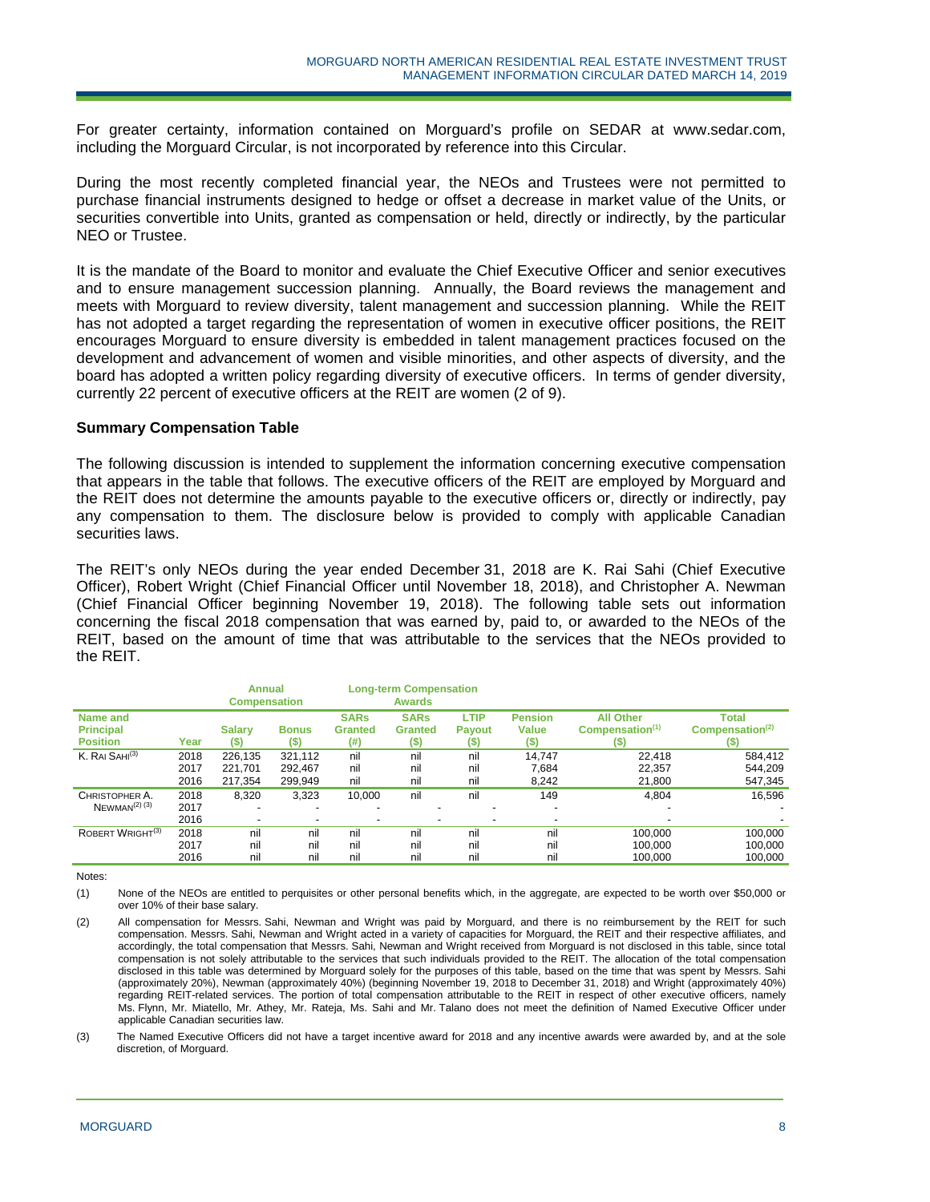For greater certainty, information contained on Morguard's profile on SEDAR at www.sedar.com, including the Morguard Circular, is not incorporated by reference into this Circular.

During the most recently completed financial year, the NEOs and Trustees were not permitted to purchase financial instruments designed to hedge or offset a decrease in market value of the Units, or securities convertible into Units, granted as compensation or held, directly or indirectly, by the particular NEO or Trustee.

It is the mandate of the Board to monitor and evaluate the Chief Executive Officer and senior executives and to ensure management succession planning. Annually, the Board reviews the management and meets with Morguard to review diversity, talent management and succession planning. While the REIT has not adopted a target regarding the representation of women in executive officer positions, the REIT encourages Morguard to ensure diversity is embedded in talent management practices focused on the development and advancement of women and visible minorities, and other aspects of diversity, and the board has adopted a written policy regarding diversity of executive officers. In terms of gender diversity, currently 22 percent of executive officers at the REIT are women (2 of 9).

**Summary Compensation Table**

The following discussion is intended to supplement the information concerning executive compensation that appears in the table that follows. The executive officers of the REIT are employed by Morguard and the REIT does not determine the amounts payable to the executive officers or, directly or indirectly, pay any compensation to them. The disclosure below is provided to comply with applicable Canadian securities laws.

The REIT's only NEOs during the year ended December 31, 2018 are K. Rai Sahi (Chief Executive Officer), Robert Wright (Chief Financial Officer until November 18, 2018), and Christopher A. Newman (Chief Financial Officer beginning November 19, 2018). The following table sets out information concerning the fiscal 2018 compensation that was earned by, paid to, or awarded to the NEOs of the REIT, based on the amount of time that was attributable to the services that the NEOs provided to the REIT.

| | | Annual Compensation | | Long-term Compensation Awards | | | | | |
|---|---|---|---|---|---|---|---|---|---|
| Name and Principal Position | Year | Salary ($) | Bonus ($) | SARs Granted (#) | SARs Granted ($) | LTIP Payout ($) | Pension Value ($) | All Other Compensation[1] ($) | Total Compensation[2] ($) |
| K. Rai Sahi[3] | 2018 | 226,135 | 321,112 | nil | nil | nil | 14,747 | 22,418 | 584,412 |
| | 2017 | 221,701 | 292,467 | nil | nil | nil | 7,684 | 22,357 | 544,209 |
| | 2016 | 217,354 | 299,949 | nil | nil | nil | 8,242 | 21,800 | 547,345 |
| Christopher A. Newman[2] [3] | 2018 | 8,320 | 3,323 | 10,000 | nil | nil | 149 | 4,804 | 16,596 |
| | 2017 | - | - | - | - | - | - | - | - |
| | 2016 | - | - | - | - | - | - | - | - |
| Robert Wright[3] | 2018 | nil | nil | nil | nil | nil | nil | 100,000 | 100,000 |
| | 2017 | nil | nil | nil | nil | nil | nil | 100,000 | 100,000 |
| | 2016 | nil | nil | nil | nil | nil | nil | 100,000 | 100,000 |

Notes:

(1) None of the NEOs are entitled to perquisites or other personal benefits which, in the aggregate, are expected to be worth over $50,000 or over 10% of their base salary.

(2) All compensation for Messrs. Sahi, Newman and Wright was paid by Morguard, and there is no reimbursement by the REIT for such compensation. Messrs. Sahi, Newman and Wright acted in a variety of capacities for Morguard, the REIT and their respective affiliates, and accordingly, the total compensation that Messrs. Sahi, Newman and Wright received from Morguard is not disclosed in this table, since total compensation is not solely attributable to the services that such individuals provided to the REIT. The allocation of the total compensation disclosed in this table was determined by Morguard solely for the purposes of this table, based on the time that was spent by Messrs. Sahi (approximately 20%), Newman (approximately 40%) (beginning November 19, 2018 to December 31, 2018) and Wright (approximately 40%) regarding REIT-related services. The portion of total compensation attributable to the REIT in respect of other executive officers, namely Ms. Flynn, Mr. Miatello, Mr. Athey, Mr. Rateja, Ms. Sahi and Mr. Talano does not meet the definition of Named Executive Officer under applicable Canadian securities law.

(3) The Named Executive Officers did not have a target incentive award for 2018 and any incentive awards were awarded by, and at the sole discretion, of Morguard.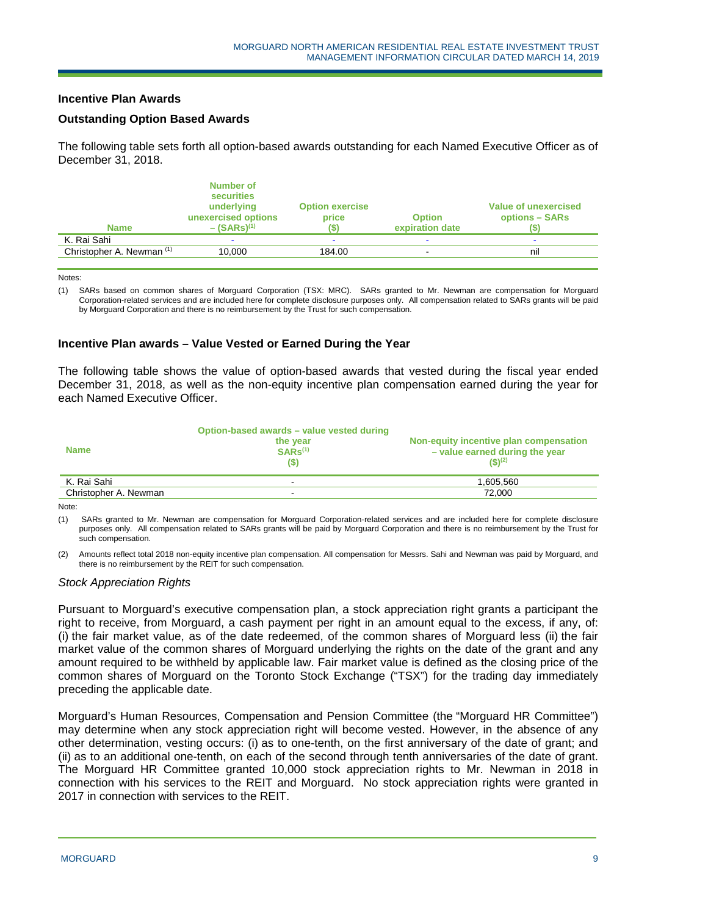## Incentive Plan Awards

### Outstanding Option Based Awards

The following table sets forth all option-based awards outstanding for each Named Executive Officer as of December 31, 2018.

| Name | Number of securities underlying unexercised options – (SARs)[(1)] | Option exercise price ($) | Option expiration date | Value of unexercised options – SARs ($) |
|---|---|---|---|---|
| K. Rai Sahi | - | - | - | - |
| Christopher A. Newman [(1)] | 10,000 | 184.00 | - | nil |

Notes:

(1) SARs based on common shares of Morguard Corporation (TSX: MRC). SARs granted to Mr. Newman are compensation for Morguard Corporation-related services and are included here for complete disclosure purposes only. All compensation related to SARs grants will be paid by Morguard Corporation and there is no reimbursement by the Trust for such compensation.

### Incentive Plan awards – Value Vested or Earned During the Year

The following table shows the value of option-based awards that vested during the fiscal year ended December 31, 2018, as well as the non-equity incentive plan compensation earned during the year for each Named Executive Officer.

| Name | Option-based awards – value vested during the year SARs[(1)] ($) | Non-equity incentive plan compensation – value earned during the year ($)[(2)] |
|---|---|---|
| K. Rai Sahi | - | 1,605,560 |
| Christopher A. Newman | - | 72,000 |

Note:

(1) SARs granted to Mr. Newman are compensation for Morguard Corporation-related services and are included here for complete disclosure purposes only. All compensation related to SARs grants will be paid by Morguard Corporation and there is no reimbursement by the Trust for such compensation.

(2) Amounts reflect total 2018 non-equity incentive plan compensation. All compensation for Messrs. Sahi and Newman was paid by Morguard, and there is no reimbursement by the REIT for such compensation.

*Stock Appreciation Rights*

Pursuant to Morguard's executive compensation plan, a stock appreciation right grants a participant the right to receive, from Morguard, a cash payment per right in an amount equal to the excess, if any, of: (i) the fair market value, as of the date redeemed, of the common shares of Morguard less (ii) the fair market value of the common shares of Morguard underlying the rights on the date of the grant and any amount required to be withheld by applicable law. Fair market value is defined as the closing price of the common shares of Morguard on the Toronto Stock Exchange ("TSX") for the trading day immediately preceding the applicable date.

Morguard's Human Resources, Compensation and Pension Committee (the "Morguard HR Committee") may determine when any stock appreciation right will become vested. However, in the absence of any other determination, vesting occurs: (i) as to one-tenth, on the first anniversary of the date of grant; and (ii) as to an additional one-tenth, on each of the second through tenth anniversaries of the date of grant. The Morguard HR Committee granted 10,000 stock appreciation rights to Mr. Newman in 2018 in connection with his services to the REIT and Morguard. No stock appreciation rights were granted in 2017 in connection with services to the REIT.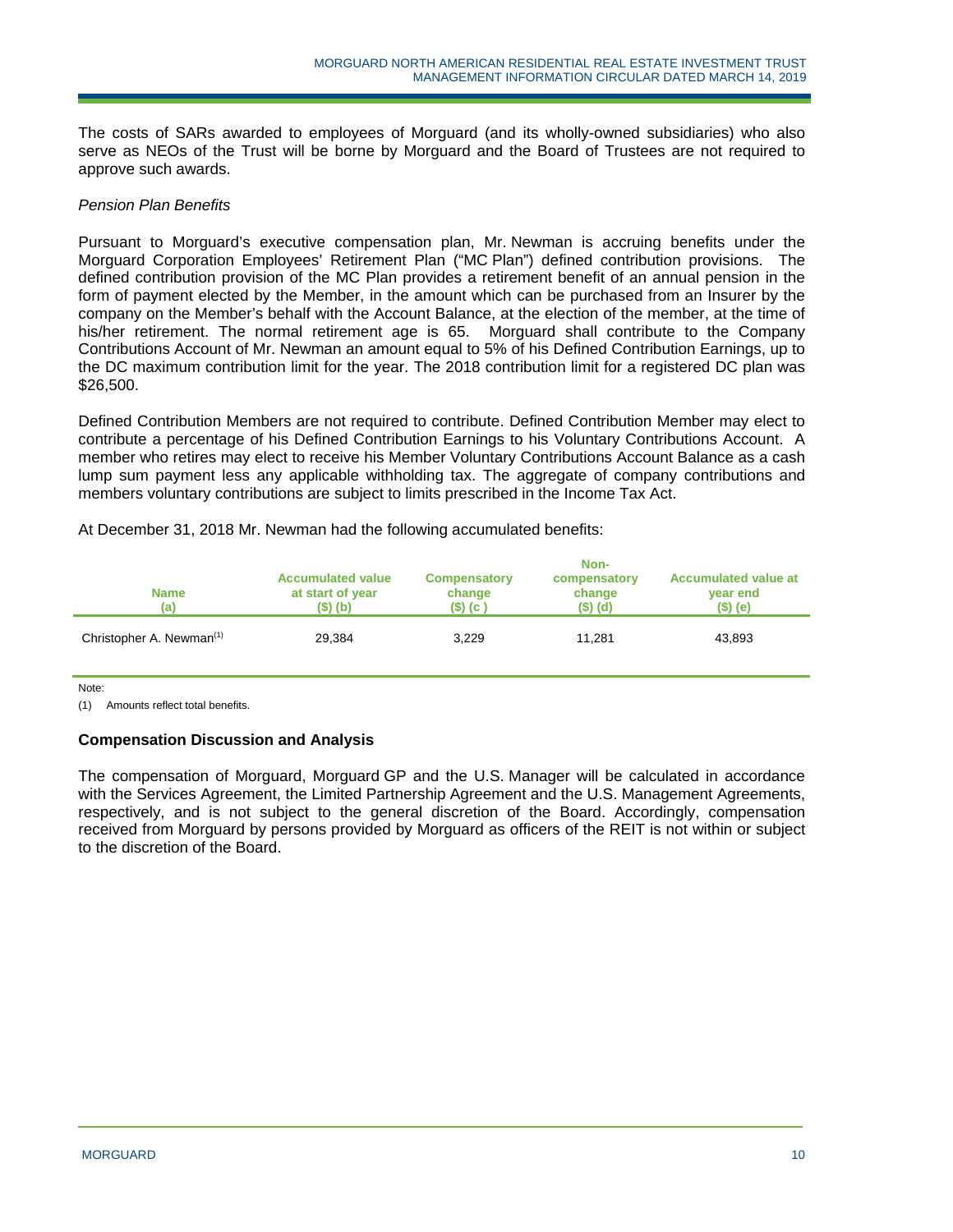The costs of SARs awarded to employees of Morguard (and its wholly-owned subsidiaries) who also serve as NEOs of the Trust will be borne by Morguard and the Board of Trustees are not required to approve such awards.

*Pension Plan Benefits*

Pursuant to Morguard's executive compensation plan, Mr. Newman is accruing benefits under the Morguard Corporation Employees' Retirement Plan ("MC Plan") defined contribution provisions. The defined contribution provision of the MC Plan provides a retirement benefit of an annual pension in the form of payment elected by the Member, in the amount which can be purchased from an Insurer by the company on the Member's behalf with the Account Balance, at the election of the member, at the time of his/her retirement. The normal retirement age is 65. Morguard shall contribute to the Company Contributions Account of Mr. Newman an amount equal to 5% of his Defined Contribution Earnings, up to the DC maximum contribution limit for the year. The 2018 contribution limit for a registered DC plan was $26,500.

Defined Contribution Members are not required to contribute. Defined Contribution Member may elect to contribute a percentage of his Defined Contribution Earnings to his Voluntary Contributions Account. A member who retires may elect to receive his Member Voluntary Contributions Account Balance as a cash lump sum payment less any applicable withholding tax. The aggregate of company contributions and members voluntary contributions are subject to limits prescribed in the Income Tax Act.

At December 31, 2018 Mr. Newman had the following accumulated benefits:

| Name (a) | Accumulated value at start of year ($) (b) | Compensatory change ($) (c ) | Non-compensatory change ($) (d) | Accumulated value at year end ($) (e) |
|---|---|---|---|---|
| Christopher A. Newman[(1)] | 29,384 | 3,229 | 11,281 | 43,893 |

Note:

(1) Amounts reflect total benefits.

**Compensation Discussion and Analysis**

The compensation of Morguard, Morguard GP and the U.S. Manager will be calculated in accordance with the Services Agreement, the Limited Partnership Agreement and the U.S. Management Agreements, respectively, and is not subject to the general discretion of the Board. Accordingly, compensation received from Morguard by persons provided by Morguard as officers of the REIT is not within or subject to the discretion of the Board.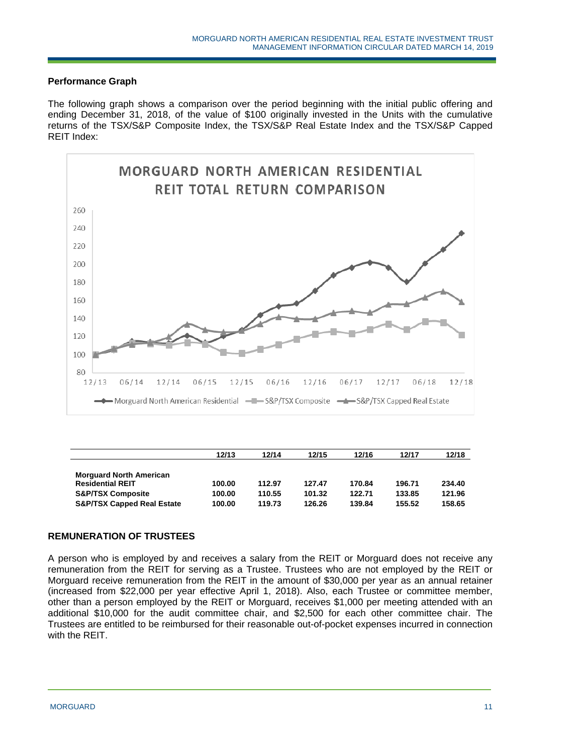### Performance Graph

The following graph shows a comparison over the period beginning with the initial public offering and ending December 31, 2018, of the value of $100 originally invested in the Units with the cumulative returns of the TSX/S&P Composite Index, the TSX/S&P Real Estate Index and the TSX/S&P Capped REIT Index:

| | 12/13 | 12/14 | 12/15 | 12/16 | 12/17 | 12/18 |
|---|---|---|---|---|---|---|
| **Morguard North American Residential REIT** | **100.00** | **112.97** | **127.47** | **170.84** | **196.71** | **234.40** |
| **S&P/TSX Composite** | **100.00** | **110.55** | **101.32** | **122.71** | **133.85** | **121.96** |
| **S&P/TSX Capped Real Estate** | **100.00** | **119.73** | **126.26** | **139.84** | **155.52** | **158.65** |

## REMUNERATION OF TRUSTEES

A person who is employed by and receives a salary from the REIT or Morguard does not receive any remuneration from the REIT for serving as a Trustee. Trustees who are not employed by the REIT or Morguard receive remuneration from the REIT in the amount of $30,000 per year as an annual retainer (increased from $22,000 per year effective April 1, 2018). Also, each Trustee or committee member, other than a person employed by the REIT or Morguard, receives $1,000 per meeting attended with an additional $10,000 for the audit committee chair, and $2,500 for each other committee chair. The Trustees are entitled to be reimbursed for their reasonable out-of-pocket expenses incurred in connection with the REIT.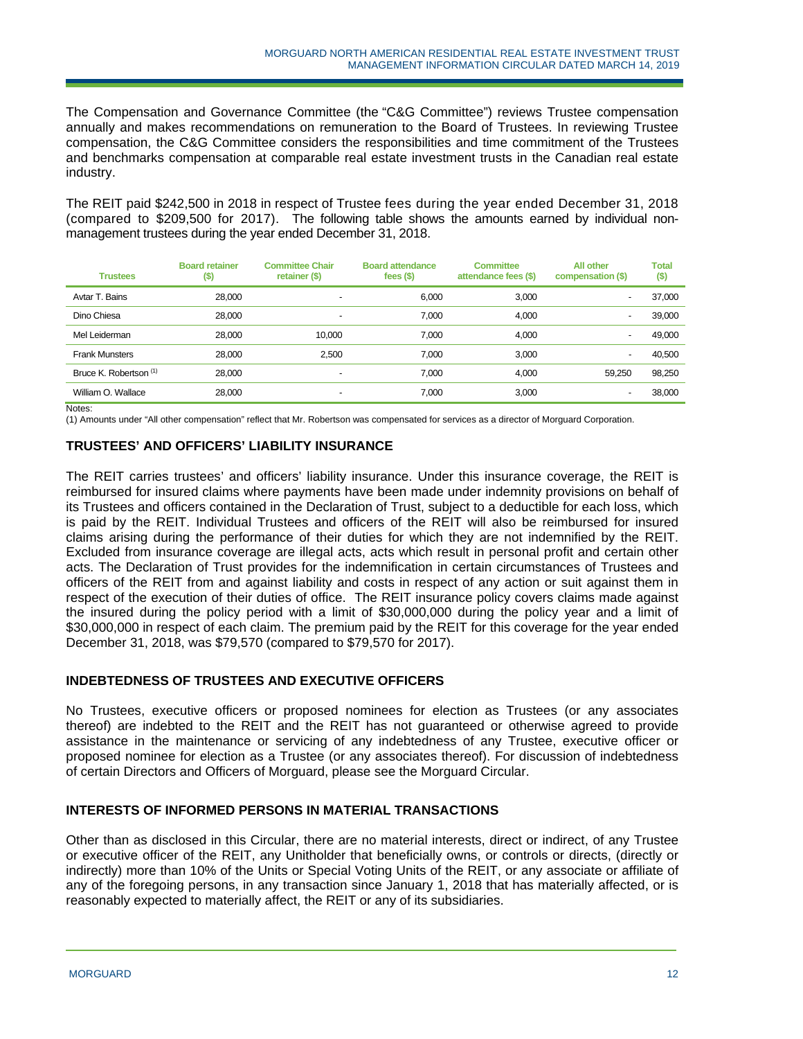The Compensation and Governance Committee (the "C&G Committee") reviews Trustee compensation annually and makes recommendations on remuneration to the Board of Trustees. In reviewing Trustee compensation, the C&G Committee considers the responsibilities and time commitment of the Trustees and benchmarks compensation at comparable real estate investment trusts in the Canadian real estate industry.

The REIT paid $242,500 in 2018 in respect of Trustee fees during the year ended December 31, 2018 (compared to $209,500 for 2017). The following table shows the amounts earned by individual non-management trustees during the year ended December 31, 2018.

| Trustees | Board retainer ($) | Committee Chair retainer ($) | Board attendance fees ($) | Committee attendance fees ($) | All other compensation ($) | Total ($) |
|---|---|---|---|---|---|---|
| Avtar T. Bains | 28,000 | - | 6,000 | 3,000 | - | 37,000 |
| Dino Chiesa | 28,000 | - | 7,000 | 4,000 | - | 39,000 |
| Mel Leiderman | 28,000 | 10,000 | 7,000 | 4,000 | - | 49,000 |
| Frank Munsters | 28,000 | 2,500 | 7,000 | 3,000 | - | 40,500 |
| Bruce K. Robertson (1) | 28,000 | - | 7,000 | 4,000 | 59,250 | 98,250 |
| William O. Wallace | 28,000 | - | 7,000 | 3,000 | - | 38,000 |

Notes:
(1) Amounts under "All other compensation" reflect that Mr. Robertson was compensated for services as a director of Morguard Corporation.

## TRUSTEES' AND OFFICERS' LIABILITY INSURANCE

The REIT carries trustees' and officers' liability insurance. Under this insurance coverage, the REIT is reimbursed for insured claims where payments have been made under indemnity provisions on behalf of its Trustees and officers contained in the Declaration of Trust, subject to a deductible for each loss, which is paid by the REIT. Individual Trustees and officers of the REIT will also be reimbursed for insured claims arising during the performance of their duties for which they are not indemnified by the REIT. Excluded from insurance coverage are illegal acts, acts which result in personal profit and certain other acts. The Declaration of Trust provides for the indemnification in certain circumstances of Trustees and officers of the REIT from and against liability and costs in respect of any action or suit against them in respect of the execution of their duties of office. The REIT insurance policy covers claims made against the insured during the policy period with a limit of $30,000,000 during the policy year and a limit of $30,000,000 in respect of each claim. The premium paid by the REIT for this coverage for the year ended December 31, 2018, was $79,570 (compared to $79,570 for 2017).

## INDEBTEDNESS OF TRUSTEES AND EXECUTIVE OFFICERS

No Trustees, executive officers or proposed nominees for election as Trustees (or any associates thereof) are indebted to the REIT and the REIT has not guaranteed or otherwise agreed to provide assistance in the maintenance or servicing of any indebtedness of any Trustee, executive officer or proposed nominee for election as a Trustee (or any associates thereof). For discussion of indebtedness of certain Directors and Officers of Morguard, please see the Morguard Circular.

## INTERESTS OF INFORMED PERSONS IN MATERIAL TRANSACTIONS

Other than as disclosed in this Circular, there are no material interests, direct or indirect, of any Trustee or executive officer of the REIT, any Unitholder that beneficially owns, or controls or directs, (directly or indirectly) more than 10% of the Units or Special Voting Units of the REIT, or any associate or affiliate of any of the foregoing persons, in any transaction since January 1, 2018 that has materially affected, or is reasonably expected to materially affect, the REIT or any of its subsidiaries.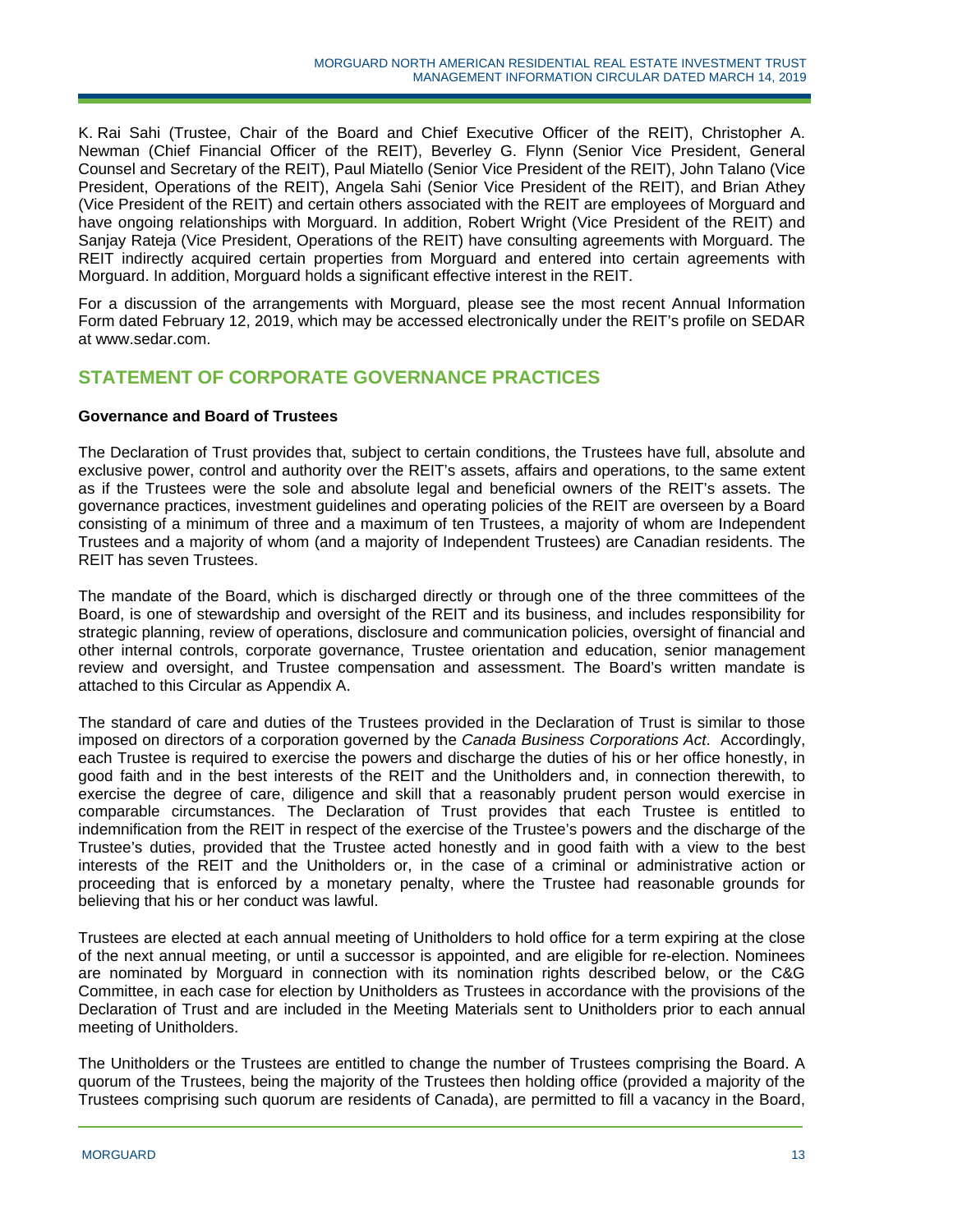K. Rai Sahi (Trustee, Chair of the Board and Chief Executive Officer of the REIT), Christopher A. Newman (Chief Financial Officer of the REIT), Beverley G. Flynn (Senior Vice President, General Counsel and Secretary of the REIT), Paul Miatello (Senior Vice President of the REIT), John Talano (Vice President, Operations of the REIT), Angela Sahi (Senior Vice President of the REIT), and Brian Athey (Vice President of the REIT) and certain others associated with the REIT are employees of Morguard and have ongoing relationships with Morguard. In addition, Robert Wright (Vice President of the REIT) and Sanjay Rateja (Vice President, Operations of the REIT) have consulting agreements with Morguard. The REIT indirectly acquired certain properties from Morguard and entered into certain agreements with Morguard. In addition, Morguard holds a significant effective interest in the REIT.

For a discussion of the arrangements with Morguard, please see the most recent Annual Information Form dated February 12, 2019, which may be accessed electronically under the REIT's profile on SEDAR at www.sedar.com.

## STATEMENT OF CORPORATE GOVERNANCE PRACTICES

**Governance and Board of Trustees**

The Declaration of Trust provides that, subject to certain conditions, the Trustees have full, absolute and exclusive power, control and authority over the REIT's assets, affairs and operations, to the same extent as if the Trustees were the sole and absolute legal and beneficial owners of the REIT's assets. The governance practices, investment guidelines and operating policies of the REIT are overseen by a Board consisting of a minimum of three and a maximum of ten Trustees, a majority of whom are Independent Trustees and a majority of whom (and a majority of Independent Trustees) are Canadian residents. The REIT has seven Trustees.

The mandate of the Board, which is discharged directly or through one of the three committees of the Board, is one of stewardship and oversight of the REIT and its business, and includes responsibility for strategic planning, review of operations, disclosure and communication policies, oversight of financial and other internal controls, corporate governance, Trustee orientation and education, senior management review and oversight, and Trustee compensation and assessment. The Board's written mandate is attached to this Circular as Appendix A.

The standard of care and duties of the Trustees provided in the Declaration of Trust is similar to those imposed on directors of a corporation governed by the *Canada Business Corporations Act*. Accordingly, each Trustee is required to exercise the powers and discharge the duties of his or her office honestly, in good faith and in the best interests of the REIT and the Unitholders and, in connection therewith, to exercise the degree of care, diligence and skill that a reasonably prudent person would exercise in comparable circumstances. The Declaration of Trust provides that each Trustee is entitled to indemnification from the REIT in respect of the exercise of the Trustee's powers and the discharge of the Trustee's duties, provided that the Trustee acted honestly and in good faith with a view to the best interests of the REIT and the Unitholders or, in the case of a criminal or administrative action or proceeding that is enforced by a monetary penalty, where the Trustee had reasonable grounds for believing that his or her conduct was lawful.

Trustees are elected at each annual meeting of Unitholders to hold office for a term expiring at the close of the next annual meeting, or until a successor is appointed, and are eligible for re-election. Nominees are nominated by Morguard in connection with its nomination rights described below, or the C&G Committee, in each case for election by Unitholders as Trustees in accordance with the provisions of the Declaration of Trust and are included in the Meeting Materials sent to Unitholders prior to each annual meeting of Unitholders.

The Unitholders or the Trustees are entitled to change the number of Trustees comprising the Board. A quorum of the Trustees, being the majority of the Trustees then holding office (provided a majority of the Trustees comprising such quorum are residents of Canada), are permitted to fill a vacancy in the Board,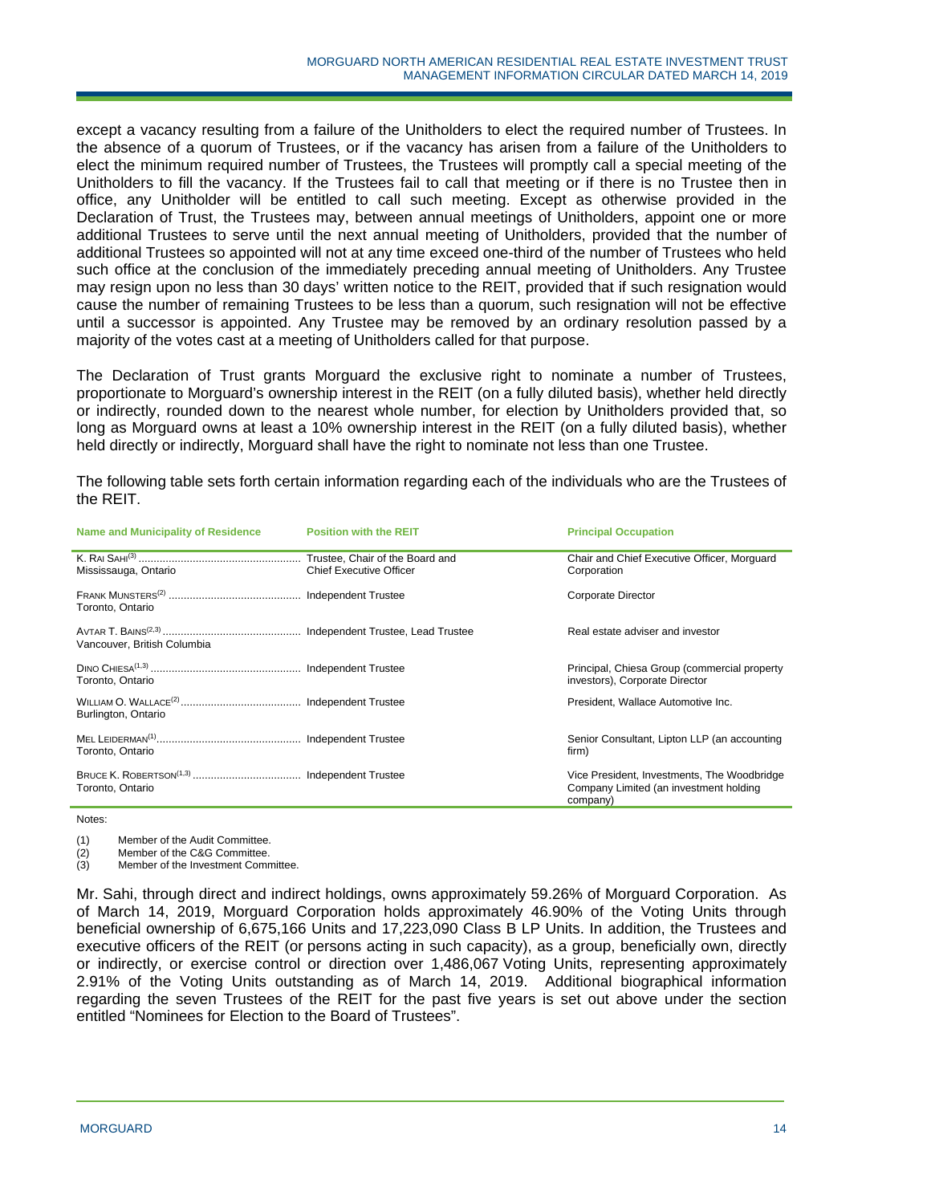except a vacancy resulting from a failure of the Unitholders to elect the required number of Trustees. In the absence of a quorum of Trustees, or if the vacancy has arisen from a failure of the Unitholders to elect the minimum required number of Trustees, the Trustees will promptly call a special meeting of the Unitholders to fill the vacancy. If the Trustees fail to call that meeting or if there is no Trustee then in office, any Unitholder will be entitled to call such meeting. Except as otherwise provided in the Declaration of Trust, the Trustees may, between annual meetings of Unitholders, appoint one or more additional Trustees to serve until the next annual meeting of Unitholders, provided that the number of additional Trustees so appointed will not at any time exceed one-third of the number of Trustees who held such office at the conclusion of the immediately preceding annual meeting of Unitholders. Any Trustee may resign upon no less than 30 days' written notice to the REIT, provided that if such resignation would cause the number of remaining Trustees to be less than a quorum, such resignation will not be effective until a successor is appointed. Any Trustee may be removed by an ordinary resolution passed by a majority of the votes cast at a meeting of Unitholders called for that purpose.

The Declaration of Trust grants Morguard the exclusive right to nominate a number of Trustees, proportionate to Morguard's ownership interest in the REIT (on a fully diluted basis), whether held directly or indirectly, rounded down to the nearest whole number, for election by Unitholders provided that, so long as Morguard owns at least a 10% ownership interest in the REIT (on a fully diluted basis), whether held directly or indirectly, Morguard shall have the right to nominate not less than one Trustee.

The following table sets forth certain information regarding each of the individuals who are the Trustees of the REIT.

| Name and Municipality of Residence | Position with the REIT | Principal Occupation |
|---|---|---|
| K. Rai Sahi[3]<br>Mississauga, Ontario | Trustee, Chair of the Board and Chief Executive Officer | Chair and Chief Executive Officer, Morguard Corporation |
| Frank Munsters[2]<br>Toronto, Ontario | Independent Trustee | Corporate Director |
| Avtar T. Bains[2,3]<br>Vancouver, British Columbia | Independent Trustee, Lead Trustee | Real estate adviser and investor |
| Dino Chiesa[1,3]<br>Toronto, Ontario | Independent Trustee | Principal, Chiesa Group (commercial property investors), Corporate Director |
| William O. Wallace[2]<br>Burlington, Ontario | Independent Trustee | President, Wallace Automotive Inc. |
| Mel Leiderman[1]<br>Toronto, Ontario | Independent Trustee | Senior Consultant, Lipton LLP (an accounting firm) |
| Bruce K. Robertson[1,3]<br>Toronto, Ontario | Independent Trustee | Vice President, Investments, The Woodbridge Company Limited (an investment holding company) |

Notes:

(1) Member of the Audit Committee.
(2) Member of the C&G Committee.
(3) Member of the Investment Committee.

Mr. Sahi, through direct and indirect holdings, owns approximately 59.26% of Morguard Corporation. As of March 14, 2019, Morguard Corporation holds approximately 46.90% of the Voting Units through beneficial ownership of 6,675,166 Units and 17,223,090 Class B LP Units. In addition, the Trustees and executive officers of the REIT (or persons acting in such capacity), as a group, beneficially own, directly or indirectly, or exercise control or direction over 1,486,067 Voting Units, representing approximately 2.91% of the Voting Units outstanding as of March 14, 2019. Additional biographical information regarding the seven Trustees of the REIT for the past five years is set out above under the section entitled "Nominees for Election to the Board of Trustees".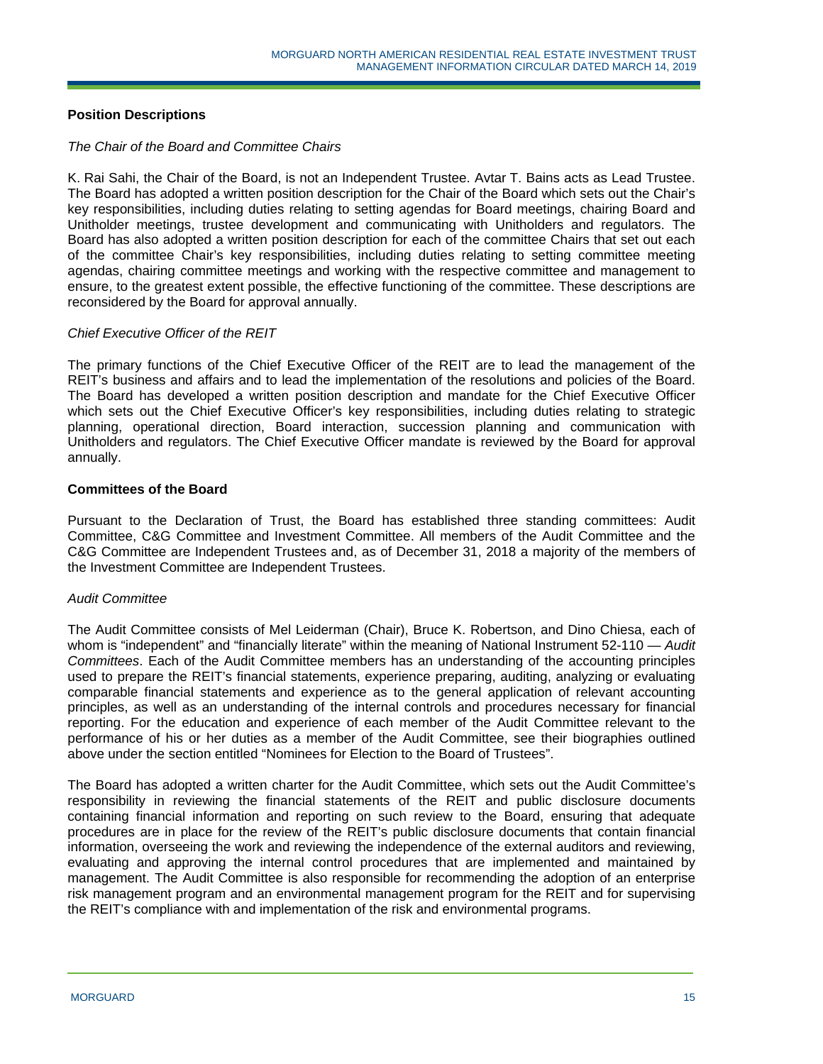### Position Descriptions

*The Chair of the Board and Committee Chairs*

K. Rai Sahi, the Chair of the Board, is not an Independent Trustee. Avtar T. Bains acts as Lead Trustee. The Board has adopted a written position description for the Chair of the Board which sets out the Chair's key responsibilities, including duties relating to setting agendas for Board meetings, chairing Board and Unitholder meetings, trustee development and communicating with Unitholders and regulators. The Board has also adopted a written position description for each of the committee Chairs that set out each of the committee Chair's key responsibilities, including duties relating to setting committee meeting agendas, chairing committee meetings and working with the respective committee and management to ensure, to the greatest extent possible, the effective functioning of the committee. These descriptions are reconsidered by the Board for approval annually.

*Chief Executive Officer of the REIT*

The primary functions of the Chief Executive Officer of the REIT are to lead the management of the REIT's business and affairs and to lead the implementation of the resolutions and policies of the Board. The Board has developed a written position description and mandate for the Chief Executive Officer which sets out the Chief Executive Officer's key responsibilities, including duties relating to strategic planning, operational direction, Board interaction, succession planning and communication with Unitholders and regulators. The Chief Executive Officer mandate is reviewed by the Board for approval annually.

### Committees of the Board

Pursuant to the Declaration of Trust, the Board has established three standing committees: Audit Committee, C&G Committee and Investment Committee. All members of the Audit Committee and the C&G Committee are Independent Trustees and, as of December 31, 2018 a majority of the members of the Investment Committee are Independent Trustees.

*Audit Committee*

The Audit Committee consists of Mel Leiderman (Chair), Bruce K. Robertson, and Dino Chiesa, each of whom is "independent" and "financially literate" within the meaning of National Instrument 52-110 — *Audit Committees*. Each of the Audit Committee members has an understanding of the accounting principles used to prepare the REIT's financial statements, experience preparing, auditing, analyzing or evaluating comparable financial statements and experience as to the general application of relevant accounting principles, as well as an understanding of the internal controls and procedures necessary for financial reporting. For the education and experience of each member of the Audit Committee relevant to the performance of his or her duties as a member of the Audit Committee, see their biographies outlined above under the section entitled "Nominees for Election to the Board of Trustees".

The Board has adopted a written charter for the Audit Committee, which sets out the Audit Committee's responsibility in reviewing the financial statements of the REIT and public disclosure documents containing financial information and reporting on such review to the Board, ensuring that adequate procedures are in place for the review of the REIT's public disclosure documents that contain financial information, overseeing the work and reviewing the independence of the external auditors and reviewing, evaluating and approving the internal control procedures that are implemented and maintained by management. The Audit Committee is also responsible for recommending the adoption of an enterprise risk management program and an environmental management program for the REIT and for supervising the REIT's compliance with and implementation of the risk and environmental programs.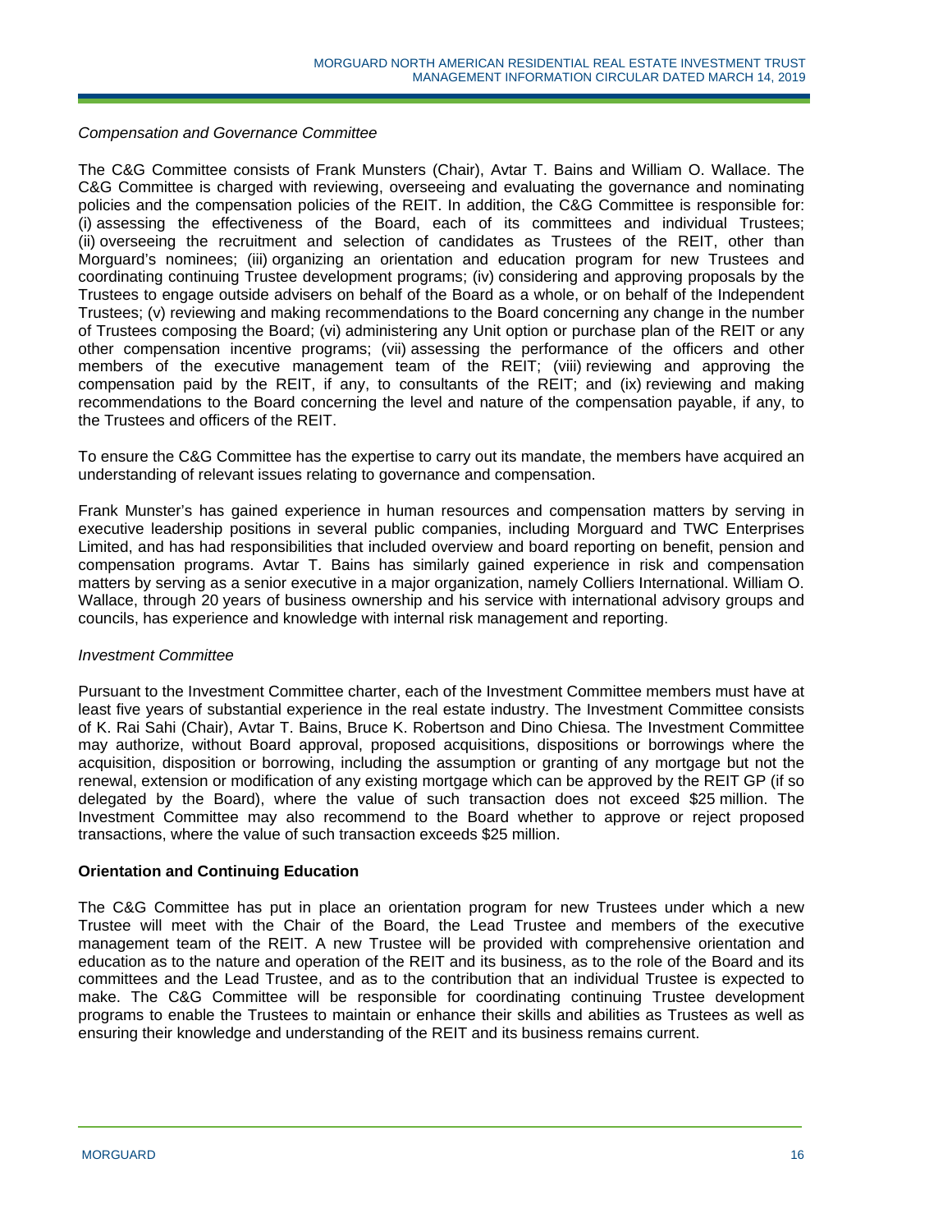*Compensation and Governance Committee*

The C&G Committee consists of Frank Munsters (Chair), Avtar T. Bains and William O. Wallace. The C&G Committee is charged with reviewing, overseeing and evaluating the governance and nominating policies and the compensation policies of the REIT. In addition, the C&G Committee is responsible for: (i) assessing the effectiveness of the Board, each of its committees and individual Trustees; (ii) overseeing the recruitment and selection of candidates as Trustees of the REIT, other than Morguard's nominees; (iii) organizing an orientation and education program for new Trustees and coordinating continuing Trustee development programs; (iv) considering and approving proposals by the Trustees to engage outside advisers on behalf of the Board as a whole, or on behalf of the Independent Trustees; (v) reviewing and making recommendations to the Board concerning any change in the number of Trustees composing the Board; (vi) administering any Unit option or purchase plan of the REIT or any other compensation incentive programs; (vii) assessing the performance of the officers and other members of the executive management team of the REIT; (viii) reviewing and approving the compensation paid by the REIT, if any, to consultants of the REIT; and (ix) reviewing and making recommendations to the Board concerning the level and nature of the compensation payable, if any, to the Trustees and officers of the REIT.

To ensure the C&G Committee has the expertise to carry out its mandate, the members have acquired an understanding of relevant issues relating to governance and compensation.

Frank Munster's has gained experience in human resources and compensation matters by serving in executive leadership positions in several public companies, including Morguard and TWC Enterprises Limited, and has had responsibilities that included overview and board reporting on benefit, pension and compensation programs. Avtar T. Bains has similarly gained experience in risk and compensation matters by serving as a senior executive in a major organization, namely Colliers International. William O. Wallace, through 20 years of business ownership and his service with international advisory groups and councils, has experience and knowledge with internal risk management and reporting.

*Investment Committee*

Pursuant to the Investment Committee charter, each of the Investment Committee members must have at least five years of substantial experience in the real estate industry. The Investment Committee consists of K. Rai Sahi (Chair), Avtar T. Bains, Bruce K. Robertson and Dino Chiesa. The Investment Committee may authorize, without Board approval, proposed acquisitions, dispositions or borrowings where the acquisition, disposition or borrowing, including the assumption or granting of any mortgage but not the renewal, extension or modification of any existing mortgage which can be approved by the REIT GP (if so delegated by the Board), where the value of such transaction does not exceed $25 million. The Investment Committee may also recommend to the Board whether to approve or reject proposed transactions, where the value of such transaction exceeds $25 million.

**Orientation and Continuing Education**

The C&G Committee has put in place an orientation program for new Trustees under which a new Trustee will meet with the Chair of the Board, the Lead Trustee and members of the executive management team of the REIT. A new Trustee will be provided with comprehensive orientation and education as to the nature and operation of the REIT and its business, as to the role of the Board and its committees and the Lead Trustee, and as to the contribution that an individual Trustee is expected to make. The C&G Committee will be responsible for coordinating continuing Trustee development programs to enable the Trustees to maintain or enhance their skills and abilities as Trustees as well as ensuring their knowledge and understanding of the REIT and its business remains current.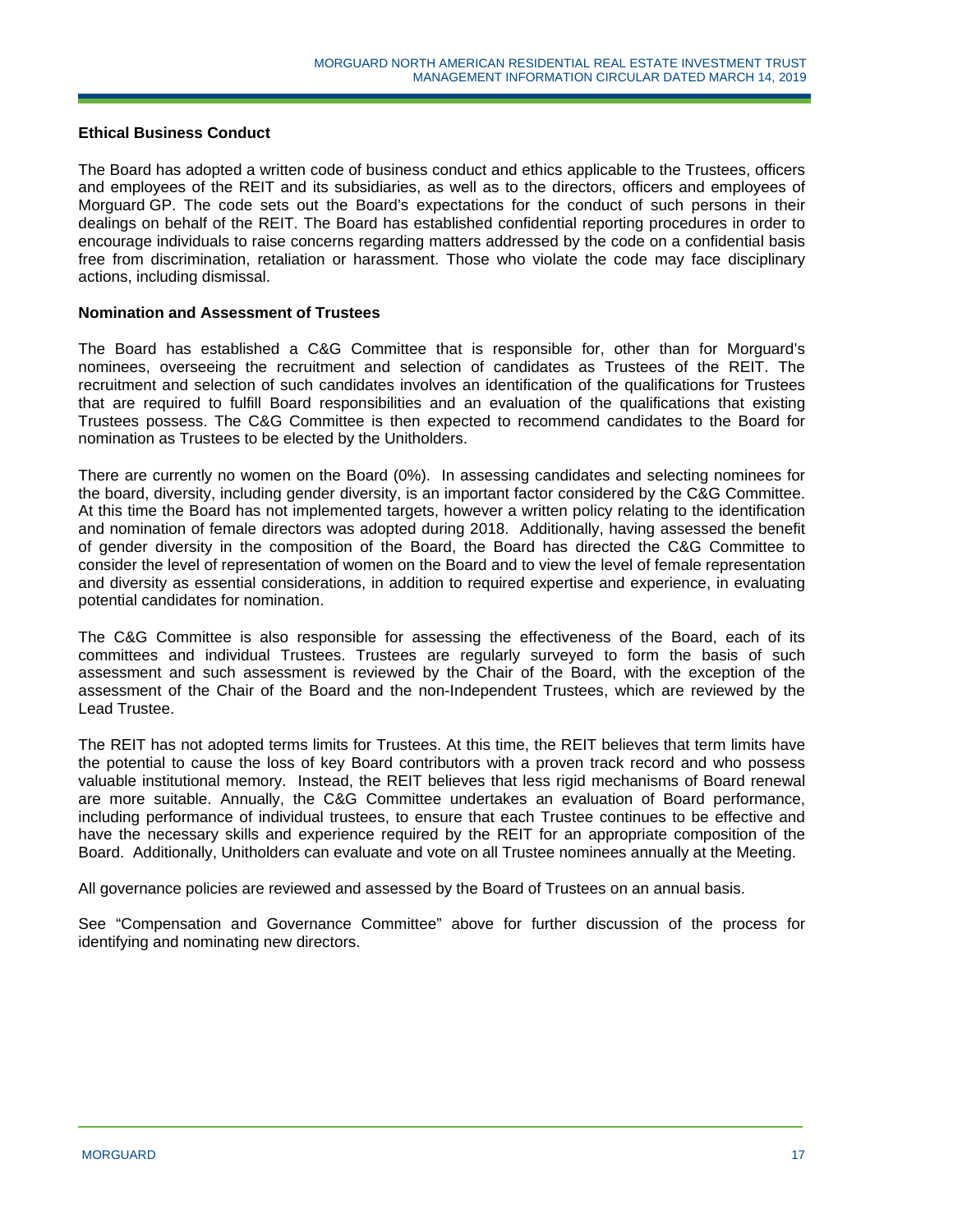**Ethical Business Conduct**

The Board has adopted a written code of business conduct and ethics applicable to the Trustees, officers and employees of the REIT and its subsidiaries, as well as to the directors, officers and employees of Morguard GP. The code sets out the Board's expectations for the conduct of such persons in their dealings on behalf of the REIT. The Board has established confidential reporting procedures in order to encourage individuals to raise concerns regarding matters addressed by the code on a confidential basis free from discrimination, retaliation or harassment. Those who violate the code may face disciplinary actions, including dismissal.

**Nomination and Assessment of Trustees**

The Board has established a C&G Committee that is responsible for, other than for Morguard's nominees, overseeing the recruitment and selection of candidates as Trustees of the REIT. The recruitment and selection of such candidates involves an identification of the qualifications for Trustees that are required to fulfill Board responsibilities and an evaluation of the qualifications that existing Trustees possess. The C&G Committee is then expected to recommend candidates to the Board for nomination as Trustees to be elected by the Unitholders.

There are currently no women on the Board (0%). In assessing candidates and selecting nominees for the board, diversity, including gender diversity, is an important factor considered by the C&G Committee. At this time the Board has not implemented targets, however a written policy relating to the identification and nomination of female directors was adopted during 2018. Additionally, having assessed the benefit of gender diversity in the composition of the Board, the Board has directed the C&G Committee to consider the level of representation of women on the Board and to view the level of female representation and diversity as essential considerations, in addition to required expertise and experience, in evaluating potential candidates for nomination.

The C&G Committee is also responsible for assessing the effectiveness of the Board, each of its committees and individual Trustees. Trustees are regularly surveyed to form the basis of such assessment and such assessment is reviewed by the Chair of the Board, with the exception of the assessment of the Chair of the Board and the non-Independent Trustees, which are reviewed by the Lead Trustee.

The REIT has not adopted terms limits for Trustees. At this time, the REIT believes that term limits have the potential to cause the loss of key Board contributors with a proven track record and who possess valuable institutional memory. Instead, the REIT believes that less rigid mechanisms of Board renewal are more suitable. Annually, the C&G Committee undertakes an evaluation of Board performance, including performance of individual trustees, to ensure that each Trustee continues to be effective and have the necessary skills and experience required by the REIT for an appropriate composition of the Board. Additionally, Unitholders can evaluate and vote on all Trustee nominees annually at the Meeting.

All governance policies are reviewed and assessed by the Board of Trustees on an annual basis.

See "Compensation and Governance Committee" above for further discussion of the process for identifying and nominating new directors.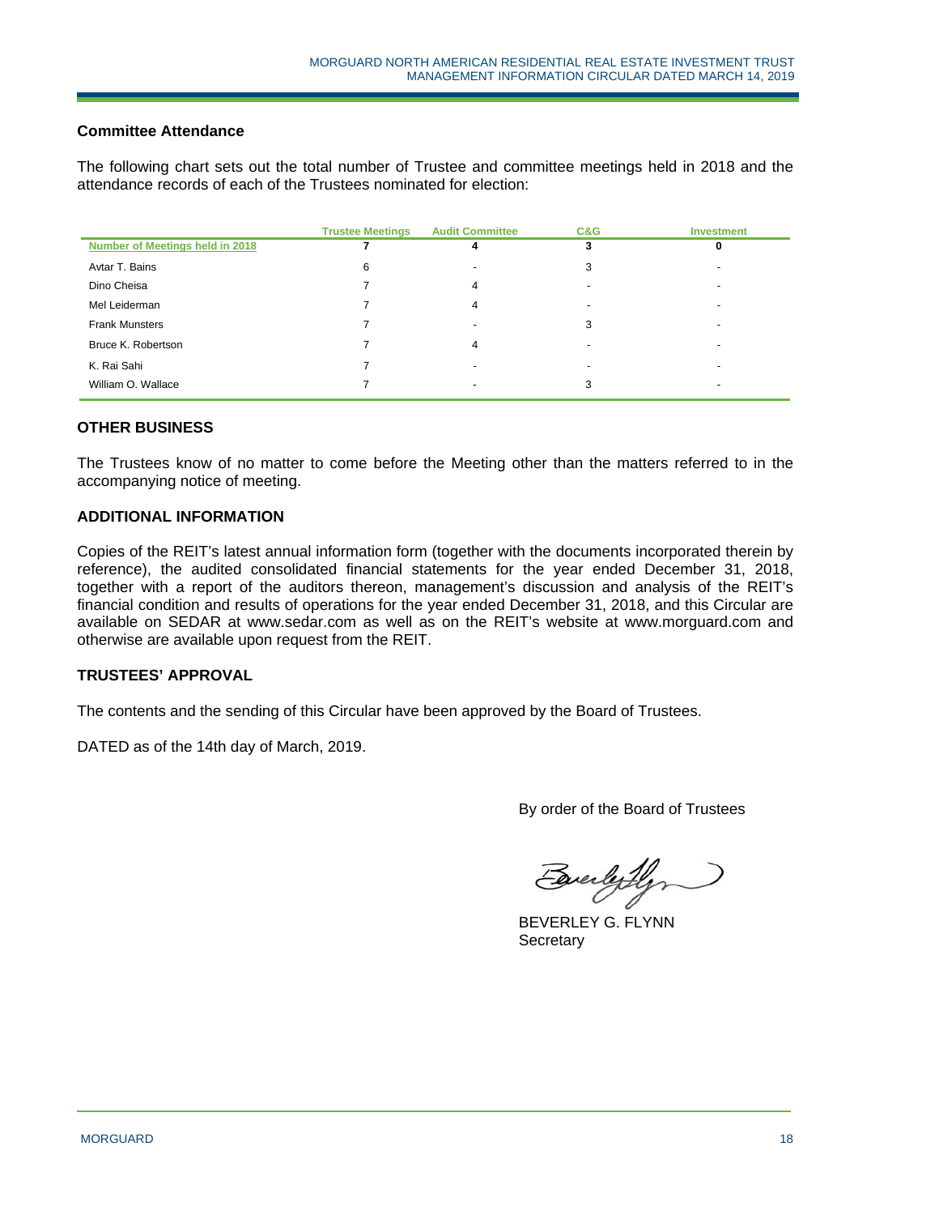### Committee Attendance

The following chart sets out the total number of Trustee and committee meetings held in 2018 and the attendance records of each of the Trustees nominated for election:

| | Trustee Meetings | Audit Committee | C&G | Investment |
|---|---|---|---|---|
| **Number of Meetings held in 2018** | **7** | **4** | **3** | **0** |
| Avtar T. Bains | 6 | - | 3 | - |
| Dino Cheisa | 7 | 4 | - | - |
| Mel Leiderman | 7 | 4 | - | - |
| Frank Munsters | 7 | - | 3 | - |
| Bruce K. Robertson | 7 | 4 | - | - |
| K. Rai Sahi | 7 | - | - | - |
| William O. Wallace | 7 | - | 3 | - |

## OTHER BUSINESS

The Trustees know of no matter to come before the Meeting other than the matters referred to in the accompanying notice of meeting.

## ADDITIONAL INFORMATION

Copies of the REIT's latest annual information form (together with the documents incorporated therein by reference), the audited consolidated financial statements for the year ended December 31, 2018, together with a report of the auditors thereon, management's discussion and analysis of the REIT's financial condition and results of operations for the year ended December 31, 2018, and this Circular are available on SEDAR at www.sedar.com as well as on the REIT's website at www.morguard.com and otherwise are available upon request from the REIT.

## TRUSTEES' APPROVAL

The contents and the sending of this Circular have been approved by the Board of Trustees.

DATED as of the 14th day of March, 2019.

By order of the Board of Trustees

BEVERLEY G. FLYNN
Secretary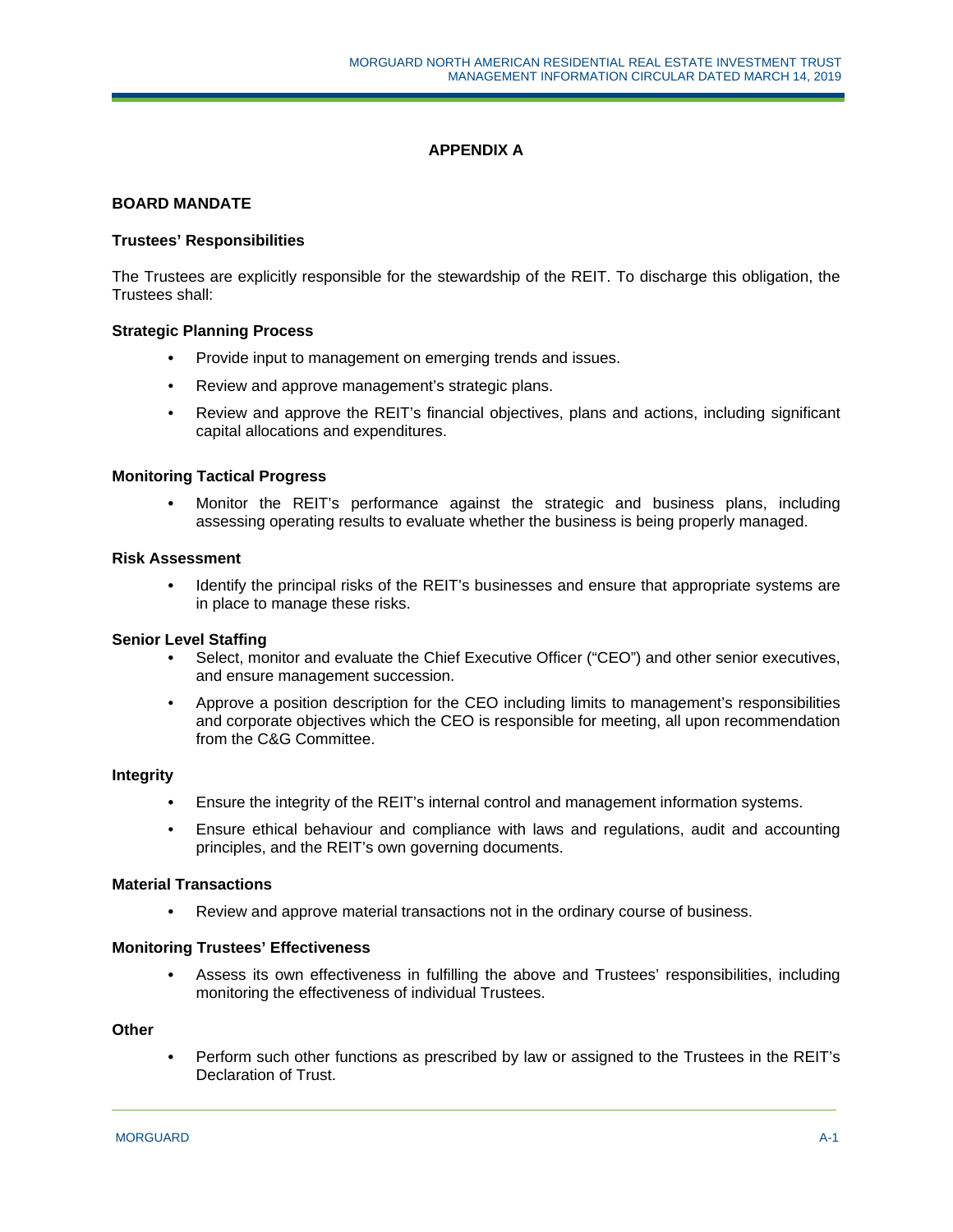## APPENDIX A

### BOARD MANDATE

#### Trustees' Responsibilities

The Trustees are explicitly responsible for the stewardship of the REIT. To discharge this obligation, the Trustees shall:

#### Strategic Planning Process

- Provide input to management on emerging trends and issues.
- Review and approve management's strategic plans.
- Review and approve the REIT's financial objectives, plans and actions, including significant capital allocations and expenditures.

#### Monitoring Tactical Progress

- Monitor the REIT's performance against the strategic and business plans, including assessing operating results to evaluate whether the business is being properly managed.

#### Risk Assessment

- Identify the principal risks of the REIT's businesses and ensure that appropriate systems are in place to manage these risks.

#### Senior Level Staffing

- Select, monitor and evaluate the Chief Executive Officer ("CEO") and other senior executives, and ensure management succession.
- Approve a position description for the CEO including limits to management's responsibilities and corporate objectives which the CEO is responsible for meeting, all upon recommendation from the C&G Committee.

#### Integrity

- Ensure the integrity of the REIT's internal control and management information systems.
- Ensure ethical behaviour and compliance with laws and regulations, audit and accounting principles, and the REIT's own governing documents.

#### Material Transactions

- Review and approve material transactions not in the ordinary course of business.

#### Monitoring Trustees' Effectiveness

- Assess its own effectiveness in fulfilling the above and Trustees' responsibilities, including monitoring the effectiveness of individual Trustees.

#### Other

- Perform such other functions as prescribed by law or assigned to the Trustees in the REIT's Declaration of Trust.